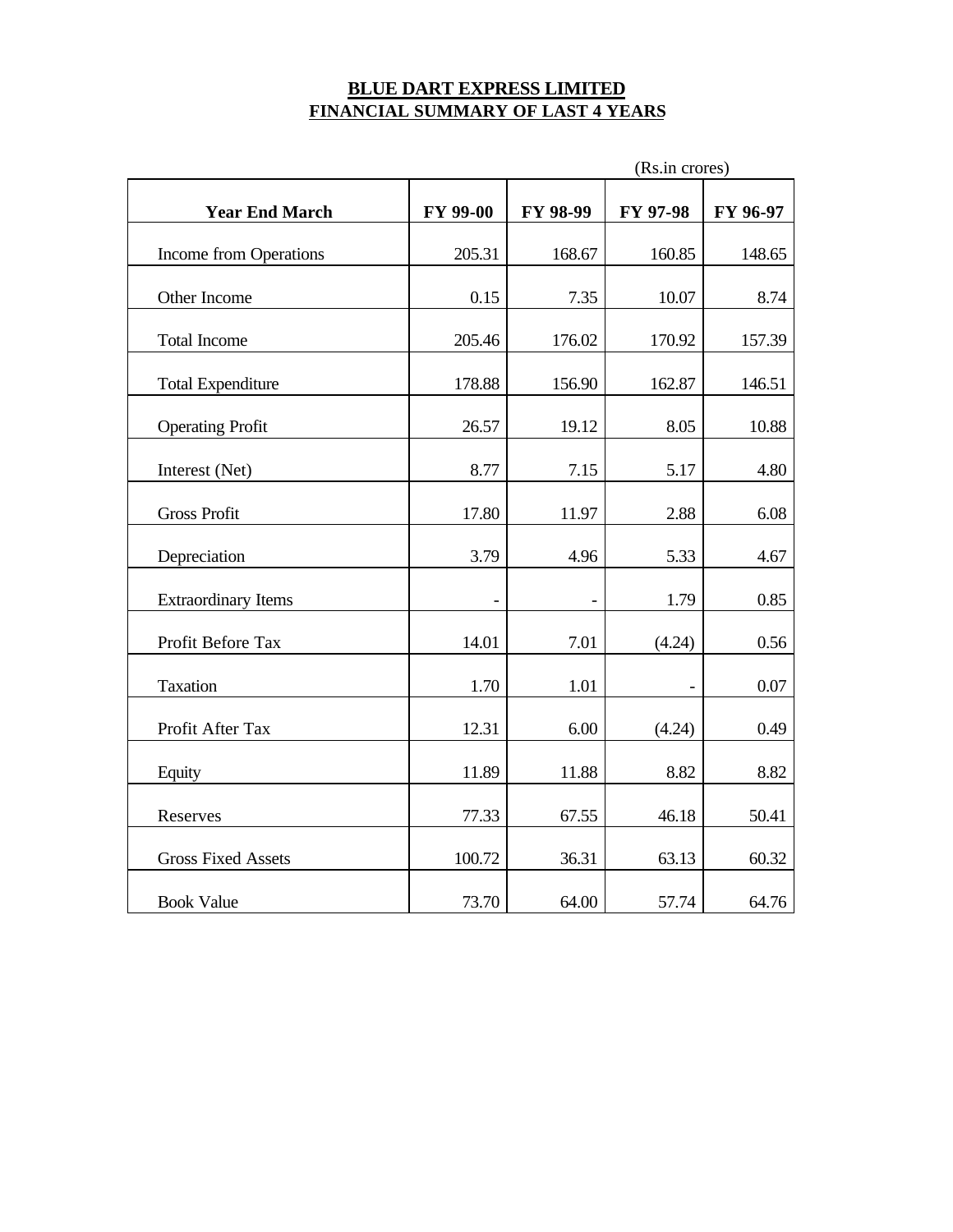# BLUE DART EXPRESS LIMITED
## FINANCIAL SUMMARY OF LAST 4 YEARS

(Rs.in crores)

| Year End March | FY 99-00 | FY 98-99 | FY 97-98 | FY 96-97 |
|---|---|---|---|---|
| Income from Operations | 205.31 | 168.67 | 160.85 | 148.65 |
| Other Income | 0.15 | 7.35 | 10.07 | 8.74 |
| Total Income | 205.46 | 176.02 | 170.92 | 157.39 |
| Total Expenditure | 178.88 | 156.90 | 162.87 | 146.51 |
| Operating Profit | 26.57 | 19.12 | 8.05 | 10.88 |
| Interest (Net) | 8.77 | 7.15 | 5.17 | 4.80 |
| Gross Profit | 17.80 | 11.97 | 2.88 | 6.08 |
| Depreciation | 3.79 | 4.96 | 5.33 | 4.67 |
| Extraordinary Items | - | - | 1.79 | 0.85 |
| Profit Before Tax | 14.01 | 7.01 | (4.24) | 0.56 |
| Taxation | 1.70 | 1.01 | - | 0.07 |
| Profit After Tax | 12.31 | 6.00 | (4.24) | 0.49 |
| Equity | 11.89 | 11.88 | 8.82 | 8.82 |
| Reserves | 77.33 | 67.55 | 46.18 | 50.41 |
| Gross Fixed Assets | 100.72 | 36.31 | 63.13 | 60.32 |
| Book Value | 73.70 | 64.00 | 57.74 | 64.76 |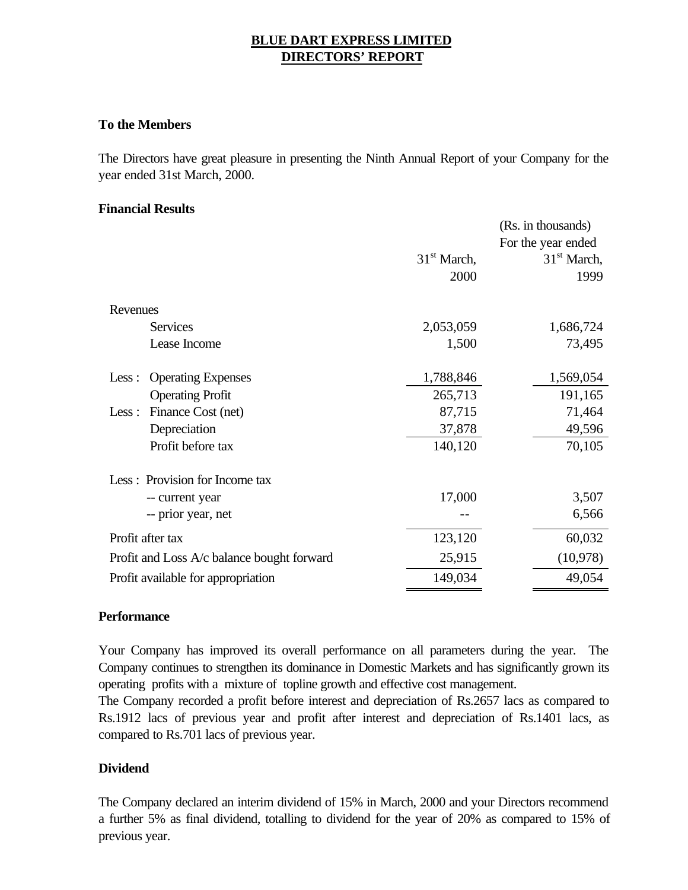# BLUE DART EXPRESS LIMITED
## DIRECTORS' REPORT

**To the Members**

The Directors have great pleasure in presenting the Ninth Annual Report of your Company for the year ended 31st March, 2000.

**Financial Results**

| | (Rs. in thousands) For the year ended 31st March, 2000 | 31st March, 1999 |
|---|---|---|
| Revenues | | |
| Services | 2,053,059 | 1,686,724 |
| Lease Income | 1,500 | 73,495 |
| Less : Operating Expenses | 1,788,846 | 1,569,054 |
| Operating Profit | 265,713 | 191,165 |
| Less : Finance Cost (net) | 87,715 | 71,464 |
| Depreciation | 37,878 | 49,596 |
| Profit before tax | 140,120 | 70,105 |
| Less : Provision for Income tax | | |
| -- current year | 17,000 | 3,507 |
| -- prior year, net | -- | 6,566 |
| Profit after tax | 123,120 | 60,032 |
| Profit and Loss A/c balance bought forward | 25,915 | (10,978) |
| Profit available for appropriation | 149,034 | 49,054 |

**Performance**

Your Company has improved its overall performance on all parameters during the year. The Company continues to strengthen its dominance in Domestic Markets and has significantly grown its operating profits with a mixture of topline growth and effective cost management.

The Company recorded a profit before interest and depreciation of Rs.2657 lacs as compared to Rs.1912 lacs of previous year and profit after interest and depreciation of Rs.1401 lacs, as compared to Rs.701 lacs of previous year.

**Dividend**

The Company declared an interim dividend of 15% in March, 2000 and your Directors recommend a further 5% as final dividend, totalling to dividend for the year of 20% as compared to 15% of previous year.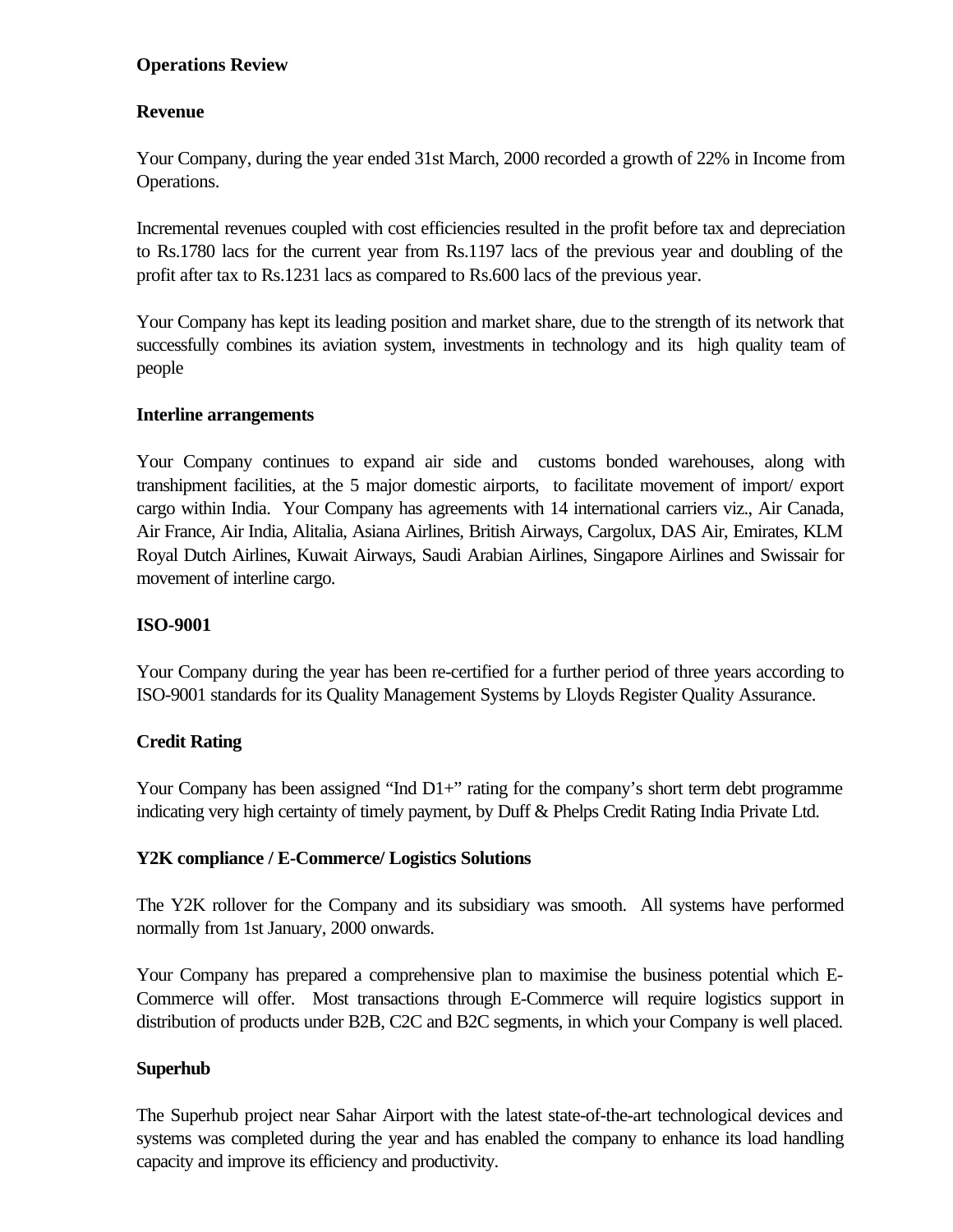## Operations Review

### Revenue

Your Company, during the year ended 31st March, 2000 recorded a growth of 22% in Income from Operations.

Incremental revenues coupled with cost efficiencies resulted in the profit before tax and depreciation to Rs.1780 lacs for the current year from Rs.1197 lacs of the previous year and doubling of the profit after tax to Rs.1231 lacs as compared to Rs.600 lacs of the previous year.

Your Company has kept its leading position and market share, due to the strength of its network that successfully combines its aviation system, investments in technology and its high quality team of people

### Interline arrangements

Your Company continues to expand air side and customs bonded warehouses, along with transhipment facilities, at the 5 major domestic airports, to facilitate movement of import/ export cargo within India. Your Company has agreements with 14 international carriers viz., Air Canada, Air France, Air India, Alitalia, Asiana Airlines, British Airways, Cargolux, DAS Air, Emirates, KLM Royal Dutch Airlines, Kuwait Airways, Saudi Arabian Airlines, Singapore Airlines and Swissair for movement of interline cargo.

### ISO-9001

Your Company during the year has been re-certified for a further period of three years according to ISO-9001 standards for its Quality Management Systems by Lloyds Register Quality Assurance.

### Credit Rating

Your Company has been assigned “Ind D1+” rating for the company’s short term debt programme indicating very high certainty of timely payment, by Duff & Phelps Credit Rating India Private Ltd.

### Y2K compliance / E-Commerce/ Logistics Solutions

The Y2K rollover for the Company and its subsidiary was smooth. All systems have performed normally from 1st January, 2000 onwards.

Your Company has prepared a comprehensive plan to maximise the business potential which E-Commerce will offer. Most transactions through E-Commerce will require logistics support in distribution of products under B2B, C2C and B2C segments, in which your Company is well placed.

### Superhub

The Superhub project near Sahar Airport with the latest state-of-the-art technological devices and systems was completed during the year and has enabled the company to enhance its load handling capacity and improve its efficiency and productivity.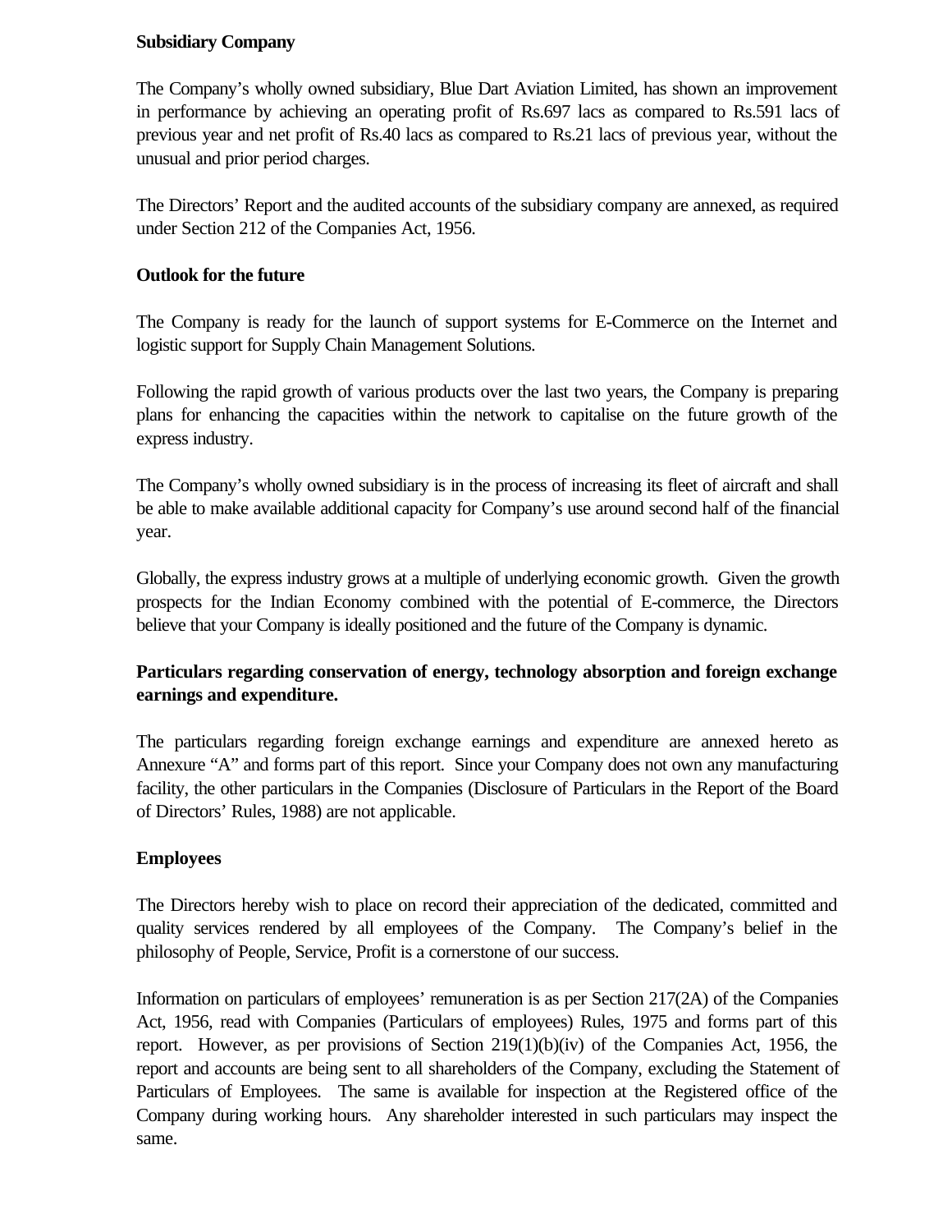**Subsidiary Company**

The Company's wholly owned subsidiary, Blue Dart Aviation Limited, has shown an improvement in performance by achieving an operating profit of Rs.697 lacs as compared to Rs.591 lacs of previous year and net profit of Rs.40 lacs as compared to Rs.21 lacs of previous year, without the unusual and prior period charges.

The Directors' Report and the audited accounts of the subsidiary company are annexed, as required under Section 212 of the Companies Act, 1956.

**Outlook for the future**

The Company is ready for the launch of support systems for E-Commerce on the Internet and logistic support for Supply Chain Management Solutions.

Following the rapid growth of various products over the last two years, the Company is preparing plans for enhancing the capacities within the network to capitalise on the future growth of the express industry.

The Company's wholly owned subsidiary is in the process of increasing its fleet of aircraft and shall be able to make available additional capacity for Company's use around second half of the financial year.

Globally, the express industry grows at a multiple of underlying economic growth. Given the growth prospects for the Indian Economy combined with the potential of E-commerce, the Directors believe that your Company is ideally positioned and the future of the Company is dynamic.

**Particulars regarding conservation of energy, technology absorption and foreign exchange earnings and expenditure.**

The particulars regarding foreign exchange earnings and expenditure are annexed hereto as Annexure "A" and forms part of this report. Since your Company does not own any manufacturing facility, the other particulars in the Companies (Disclosure of Particulars in the Report of the Board of Directors' Rules, 1988) are not applicable.

**Employees**

The Directors hereby wish to place on record their appreciation of the dedicated, committed and quality services rendered by all employees of the Company. The Company's belief in the philosophy of People, Service, Profit is a cornerstone of our success.

Information on particulars of employees' remuneration is as per Section 217(2A) of the Companies Act, 1956, read with Companies (Particulars of employees) Rules, 1975 and forms part of this report. However, as per provisions of Section 219(1)(b)(iv) of the Companies Act, 1956, the report and accounts are being sent to all shareholders of the Company, excluding the Statement of Particulars of Employees. The same is available for inspection at the Registered office of the Company during working hours. Any shareholder interested in such particulars may inspect the same.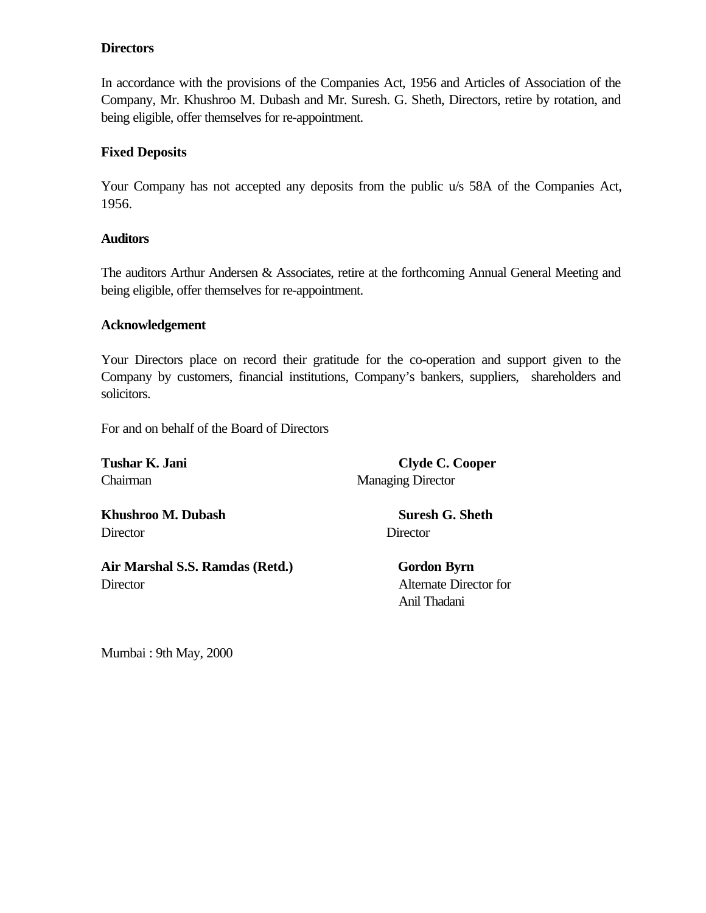**Directors**

In accordance with the provisions of the Companies Act, 1956 and Articles of Association of the Company, Mr. Khushroo M. Dubash and Mr. Suresh. G. Sheth, Directors, retire by rotation, and being eligible, offer themselves for re-appointment.

**Fixed Deposits**

Your Company has not accepted any deposits from the public u/s 58A of the Companies Act, 1956.

**Auditors**

The auditors Arthur Andersen & Associates, retire at the forthcoming Annual General Meeting and being eligible, offer themselves for re-appointment.

**Acknowledgement**

Your Directors place on record their gratitude for the co-operation and support given to the Company by customers, financial institutions, Company's bankers, suppliers, shareholders and solicitors.

For and on behalf of the Board of Directors

**Tushar K. Jani**
Chairman

**Clyde C. Cooper**
Managing Director

**Khushroo M. Dubash**
Director

**Suresh G. Sheth**
Director

**Air Marshal S.S. Ramdas (Retd.)**
Director

**Gordon Byrn**
Alternate Director for
Anil Thadani

Mumbai : 9th May, 2000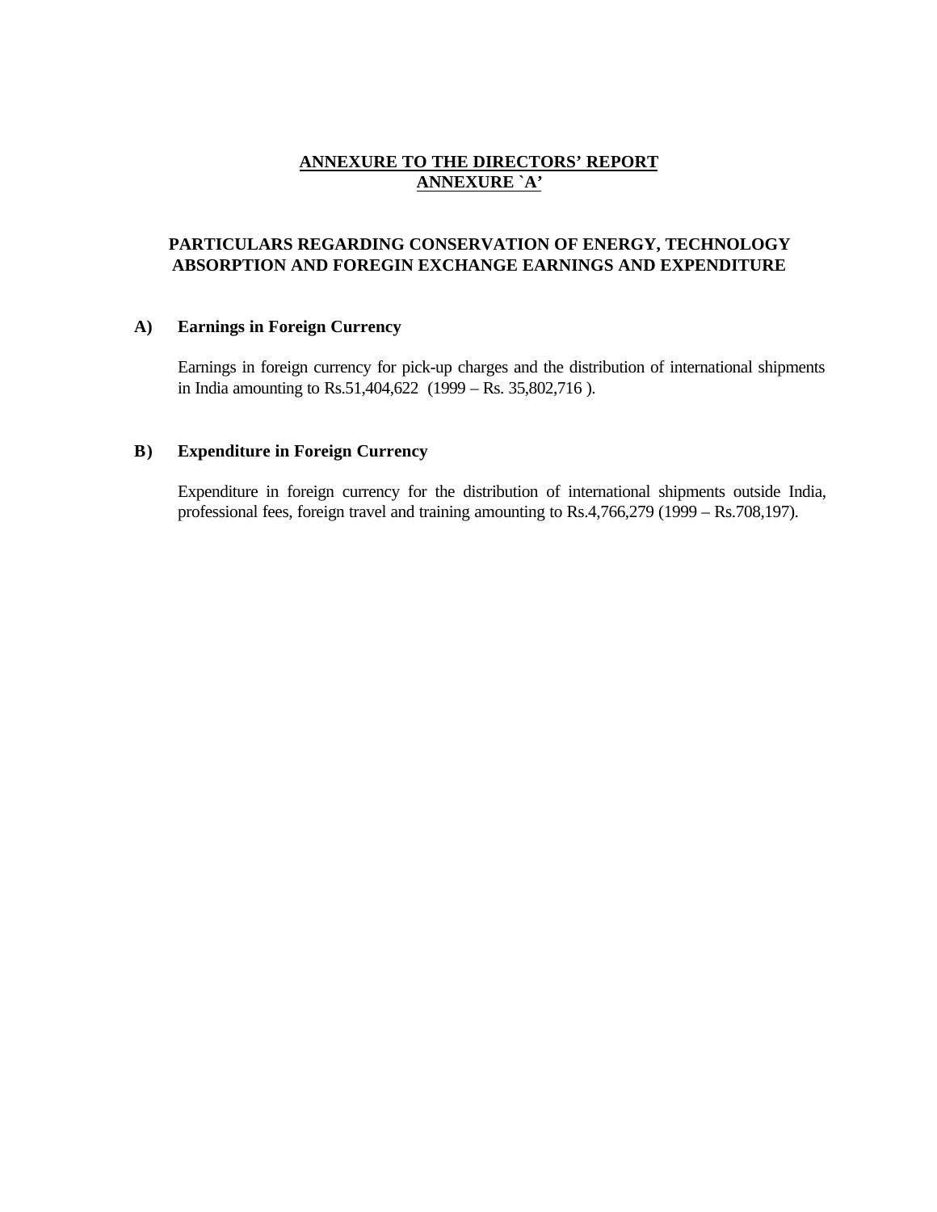# ANNEXURE TO THE DIRECTORS' REPORT
# ANNEXURE `A'

## PARTICULARS REGARDING CONSERVATION OF ENERGY, TECHNOLOGY ABSORPTION AND FOREGIN EXCHANGE EARNINGS AND EXPENDITURE

### A) Earnings in Foreign Currency

Earnings in foreign currency for pick-up charges and the distribution of international shipments in India amounting to Rs.51,404,622 (1999 – Rs. 35,802,716 ).

### B) Expenditure in Foreign Currency

Expenditure in foreign currency for the distribution of international shipments outside India, professional fees, foreign travel and training amounting to Rs.4,766,279 (1999 – Rs.708,197).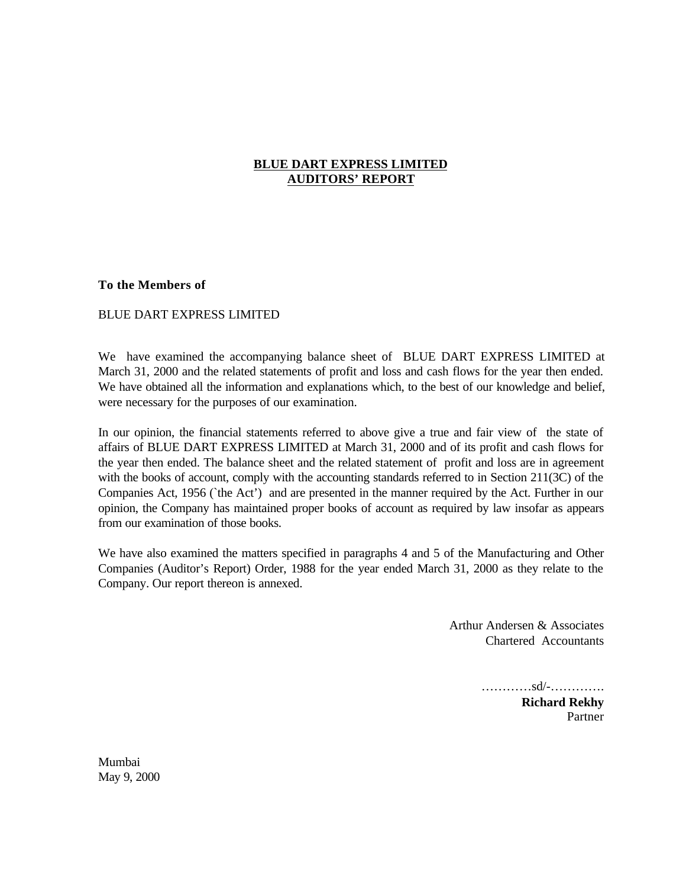# BLUE DART EXPRESS LIMITED
## AUDITORS' REPORT

**To the Members of**

BLUE DART EXPRESS LIMITED

We have examined the accompanying balance sheet of BLUE DART EXPRESS LIMITED at March 31, 2000 and the related statements of profit and loss and cash flows for the year then ended. We have obtained all the information and explanations which, to the best of our knowledge and belief, were necessary for the purposes of our examination.

In our opinion, the financial statements referred to above give a true and fair view of the state of affairs of BLUE DART EXPRESS LIMITED at March 31, 2000 and of its profit and cash flows for the year then ended. The balance sheet and the related statement of profit and loss are in agreement with the books of account, comply with the accounting standards referred to in Section 211(3C) of the Companies Act, 1956 (`the Act') and are presented in the manner required by the Act. Further in our opinion, the Company has maintained proper books of account as required by law insofar as appears from our examination of those books.

We have also examined the matters specified in paragraphs 4 and 5 of the Manufacturing and Other Companies (Auditor's Report) Order, 1988 for the year ended March 31, 2000 as they relate to the Company. Our report thereon is annexed.

Arthur Andersen & Associates
Chartered Accountants

…………sd/-………….
**Richard Rekhy**
Partner

Mumbai
May 9, 2000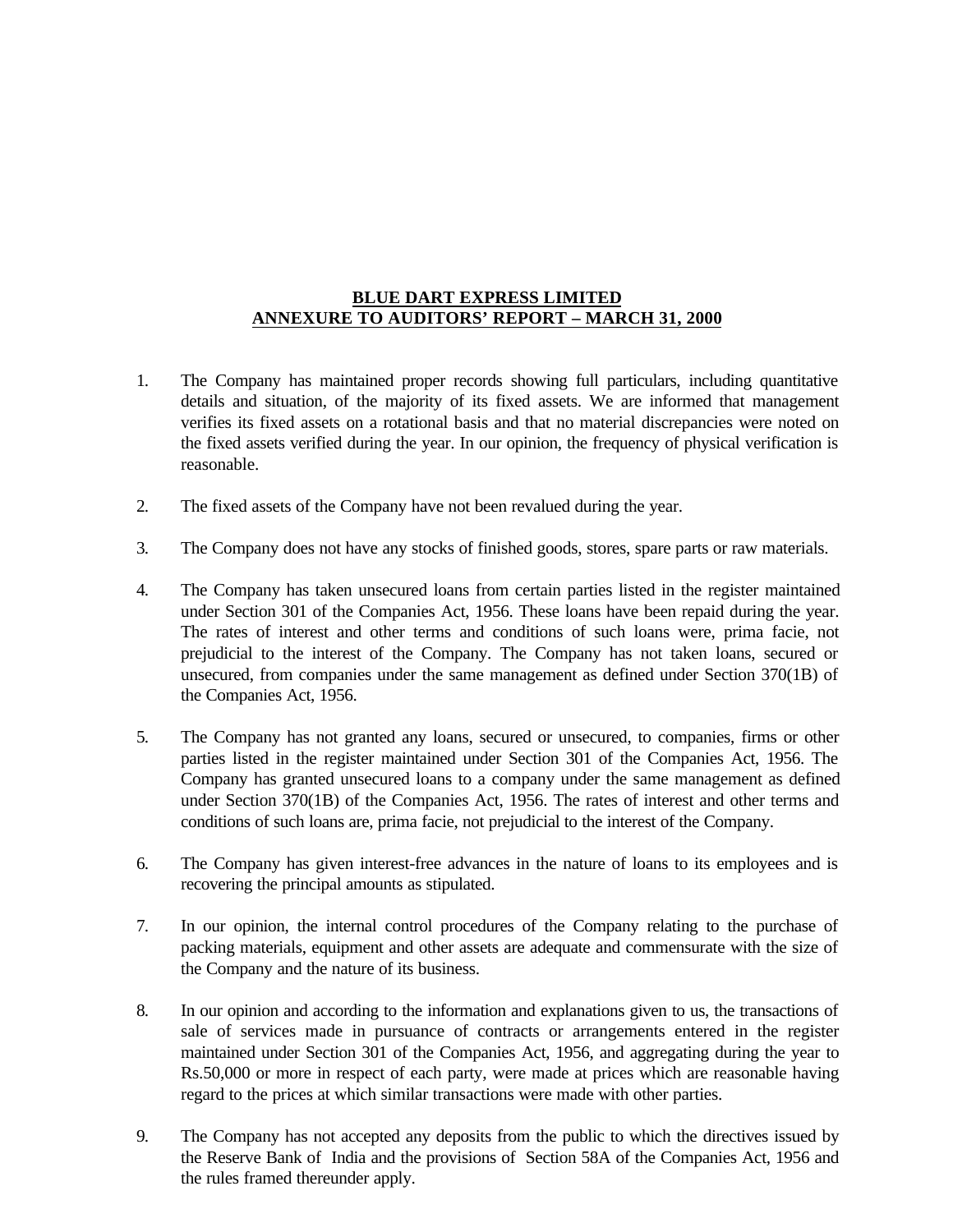**BLUE DART EXPRESS LIMITED**
**ANNEXURE TO AUDITORS' REPORT – MARCH 31, 2000**

1. The Company has maintained proper records showing full particulars, including quantitative details and situation, of the majority of its fixed assets. We are informed that management verifies its fixed assets on a rotational basis and that no material discrepancies were noted on the fixed assets verified during the year. In our opinion, the frequency of physical verification is reasonable.

2. The fixed assets of the Company have not been revalued during the year.

3. The Company does not have any stocks of finished goods, stores, spare parts or raw materials.

4. The Company has taken unsecured loans from certain parties listed in the register maintained under Section 301 of the Companies Act, 1956. These loans have been repaid during the year. The rates of interest and other terms and conditions of such loans were, prima facie, not prejudicial to the interest of the Company. The Company has not taken loans, secured or unsecured, from companies under the same management as defined under Section 370(1B) of the Companies Act, 1956.

5. The Company has not granted any loans, secured or unsecured, to companies, firms or other parties listed in the register maintained under Section 301 of the Companies Act, 1956. The Company has granted unsecured loans to a company under the same management as defined under Section 370(1B) of the Companies Act, 1956. The rates of interest and other terms and conditions of such loans are, prima facie, not prejudicial to the interest of the Company.

6. The Company has given interest-free advances in the nature of loans to its employees and is recovering the principal amounts as stipulated.

7. In our opinion, the internal control procedures of the Company relating to the purchase of packing materials, equipment and other assets are adequate and commensurate with the size of the Company and the nature of its business.

8. In our opinion and according to the information and explanations given to us, the transactions of sale of services made in pursuance of contracts or arrangements entered in the register maintained under Section 301 of the Companies Act, 1956, and aggregating during the year to Rs.50,000 or more in respect of each party, were made at prices which are reasonable having regard to the prices at which similar transactions were made with other parties.

9. The Company has not accepted any deposits from the public to which the directives issued by the Reserve Bank of India and the provisions of Section 58A of the Companies Act, 1956 and the rules framed thereunder apply.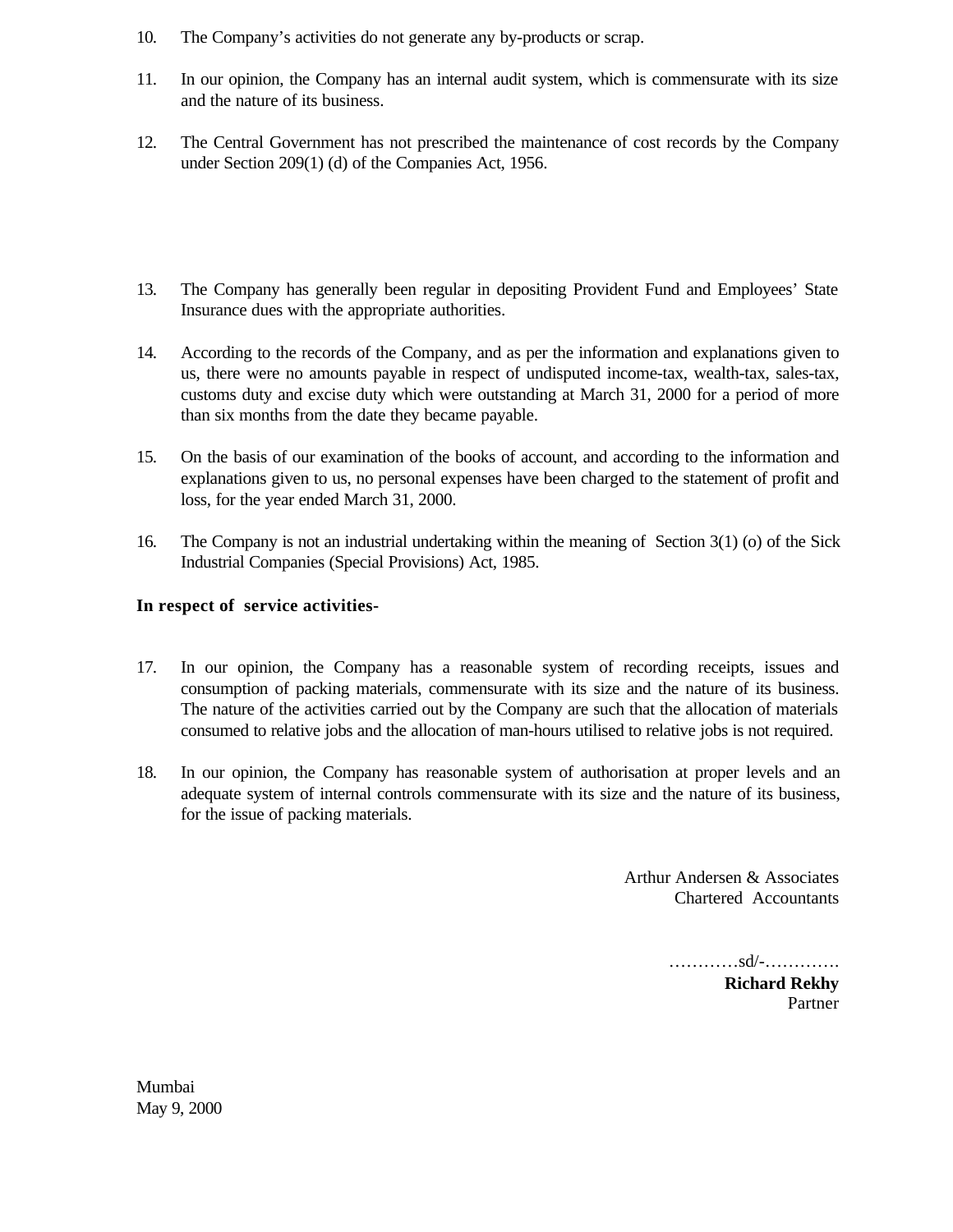10. The Company's activities do not generate any by-products or scrap.

11. In our opinion, the Company has an internal audit system, which is commensurate with its size and the nature of its business.

12. The Central Government has not prescribed the maintenance of cost records by the Company under Section 209(1) (d) of the Companies Act, 1956.

13. The Company has generally been regular in depositing Provident Fund and Employees' State Insurance dues with the appropriate authorities.

14. According to the records of the Company, and as per the information and explanations given to us, there were no amounts payable in respect of undisputed income-tax, wealth-tax, sales-tax, customs duty and excise duty which were outstanding at March 31, 2000 for a period of more than six months from the date they became payable.

15. On the basis of our examination of the books of account, and according to the information and explanations given to us, no personal expenses have been charged to the statement of profit and loss, for the year ended March 31, 2000.

16. The Company is not an industrial undertaking within the meaning of Section 3(1) (o) of the Sick Industrial Companies (Special Provisions) Act, 1985.

**In respect of service activities-**

17. In our opinion, the Company has a reasonable system of recording receipts, issues and consumption of packing materials, commensurate with its size and the nature of its business. The nature of the activities carried out by the Company are such that the allocation of materials consumed to relative jobs and the allocation of man-hours utilised to relative jobs is not required.

18. In our opinion, the Company has reasonable system of authorisation at proper levels and an adequate system of internal controls commensurate with its size and the nature of its business, for the issue of packing materials.

Arthur Andersen & Associates
Chartered Accountants

…………sd/-………….
**Richard Rekhy**
Partner

Mumbai
May 9, 2000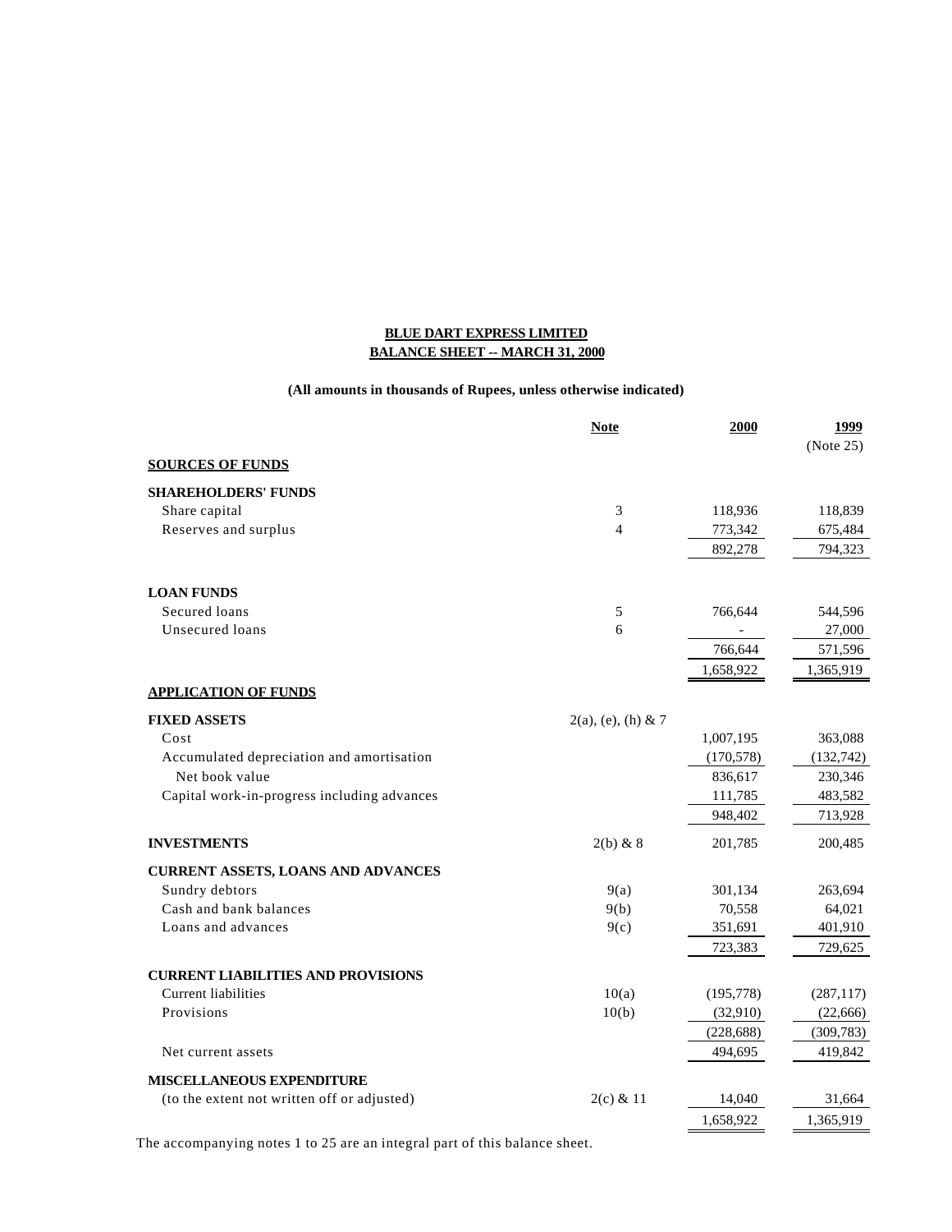**BLUE DART EXPRESS LIMITED**

**BALANCE SHEET -- MARCH 31, 2000**

**(All amounts in thousands of Rupees, unless otherwise indicated)**

| | Note | 2000 | 1999 (Note 25) |
|---|---|---|---|
| **SOURCES OF FUNDS** | | | |
| **SHAREHOLDERS' FUNDS** | | | |
| Share capital | 3 | 118,936 | 118,839 |
| Reserves and surplus | 4 | 773,342 | 675,484 |
| | | 892,278 | 794,323 |
| **LOAN FUNDS** | | | |
| Secured loans | 5 | 766,644 | 544,596 |
| Unsecured loans | 6 | - | 27,000 |
| | | 766,644 | 571,596 |
| | | 1,658,922 | 1,365,919 |
| **APPLICATION OF FUNDS** | | | |
| **FIXED ASSETS** | 2(a), (e), (h) & 7 | | |
| Cost | | 1,007,195 | 363,088 |
| Accumulated depreciation and amortisation | | (170,578) | (132,742) |
| Net book value | | 836,617 | 230,346 |
| Capital work-in-progress including advances | | 111,785 | 483,582 |
| | | 948,402 | 713,928 |
| **INVESTMENTS** | 2(b) & 8 | 201,785 | 200,485 |
| **CURRENT ASSETS, LOANS AND ADVANCES** | | | |
| Sundry debtors | 9(a) | 301,134 | 263,694 |
| Cash and bank balances | 9(b) | 70,558 | 64,021 |
| Loans and advances | 9(c) | 351,691 | 401,910 |
| | | 723,383 | 729,625 |
| **CURRENT LIABILITIES AND PROVISIONS** | | | |
| Current liabilities | 10(a) | (195,778) | (287,117) |
| Provisions | 10(b) | (32,910) | (22,666) |
| | | (228,688) | (309,783) |
| Net current assets | | 494,695 | 419,842 |
| **MISCELLANEOUS EXPENDITURE** | | | |
| (to the extent not written off or adjusted) | 2(c) & 11 | 14,040 | 31,664 |
| | | 1,658,922 | 1,365,919 |

The accompanying notes 1 to 25 are an integral part of this balance sheet.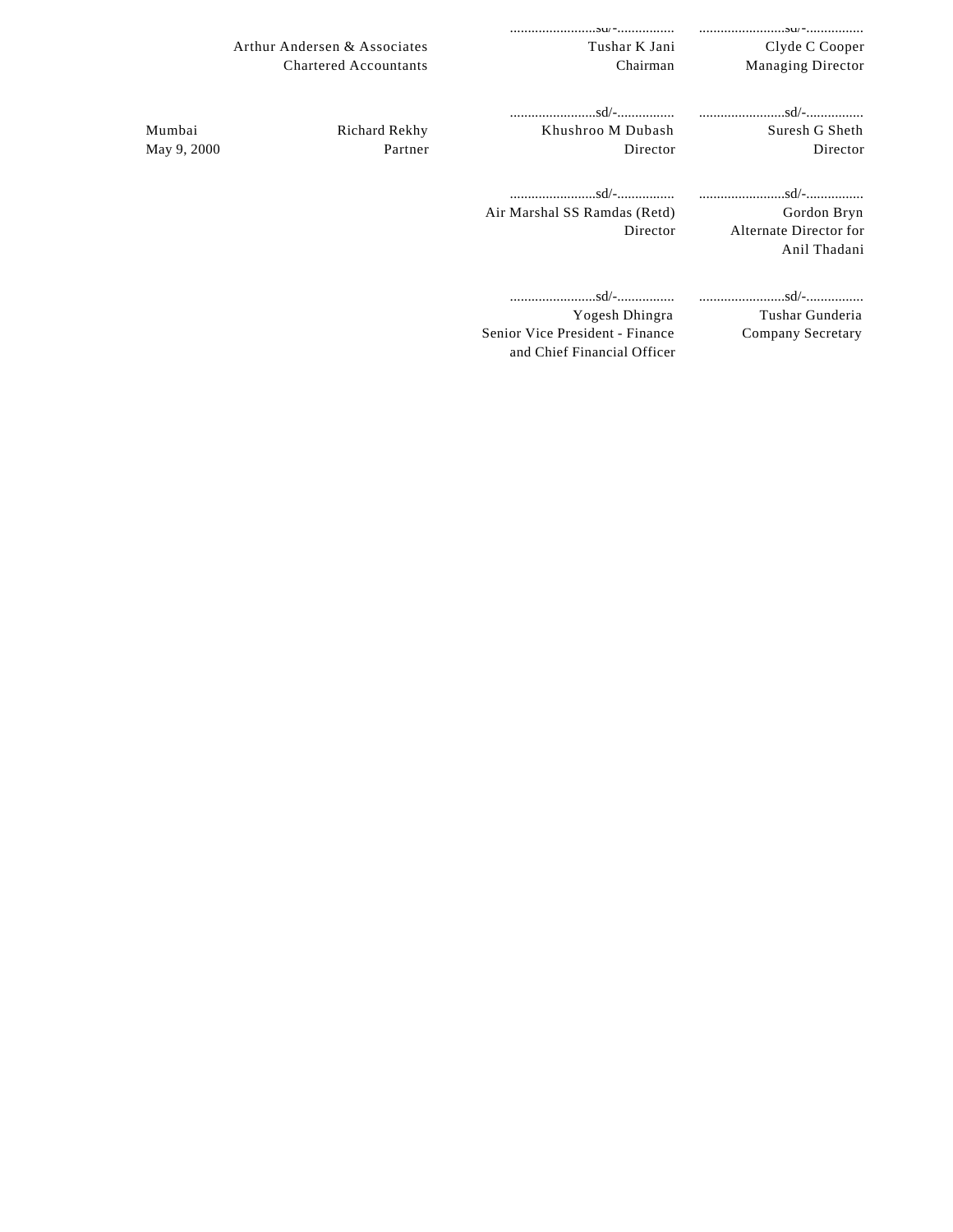| | | | |
|---|---|---|---|
| | | ........................sd/-................ | ........................sd/-................ |
| | Arthur Andersen & Associates | Tushar K Jani | Clyde C Cooper |
| | Chartered Accountants | Chairman | Managing Director |
| | | ........................sd/-................ | ........................sd/-................ |
| Mumbai | Richard Rekhy | Khushroo M Dubash | Suresh G Sheth |
| May 9, 2000 | Partner | Director | Director |
| | | ........................sd/-................ | ........................sd/-................ |
| | | Air Marshal SS Ramdas (Retd) | Gordon Bryn |
| | | Director | Alternate Director for Anil Thadani |
| | | ........................sd/-................ | ........................sd/-................ |
| | | Yogesh Dhingra | Tushar Gunderia |
| | | Senior Vice President - Finance and Chief Financial Officer | Company Secretary |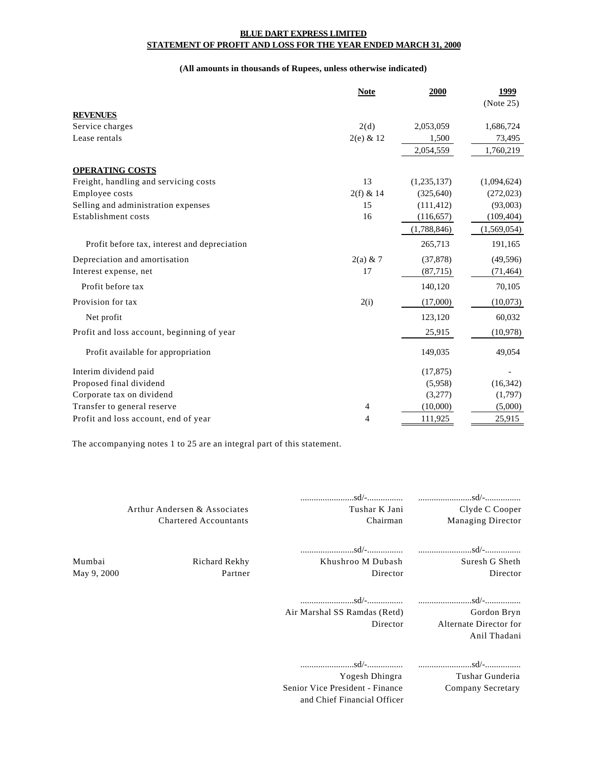**BLUE DART EXPRESS LIMITED**
**STATEMENT OF PROFIT AND LOSS FOR THE YEAR ENDED MARCH 31, 2000**

**(All amounts in thousands of Rupees, unless otherwise indicated)**

| | Note | 2000 | 1999 (Note 25) |
|---|---|---|---|
| **REVENUES** | | | |
| Service charges | 2(d) | 2,053,059 | 1,686,724 |
| Lease rentals | 2(e) & 12 | 1,500 | 73,495 |
| | | 2,054,559 | 1,760,219 |
| **OPERATING COSTS** | | | |
| Freight, handling and servicing costs | 13 | (1,235,137) | (1,094,624) |
| Employee costs | 2(f) & 14 | (325,640) | (272,023) |
| Selling and administration expenses | 15 | (111,412) | (93,003) |
| Establishment costs | 16 | (116,657) | (109,404) |
| | | (1,788,846) | (1,569,054) |
| Profit before tax, interest and depreciation | | 265,713 | 191,165 |
| Depreciation and amortisation | 2(a) & 7 | (37,878) | (49,596) |
| Interest expense, net | 17 | (87,715) | (71,464) |
| Profit before tax | | 140,120 | 70,105 |
| Provision for tax | 2(i) | (17,000) | (10,073) |
| Net profit | | 123,120 | 60,032 |
| Profit and loss account, beginning of year | | 25,915 | (10,978) |
| Profit available for appropriation | | 149,035 | 49,054 |
| Interim dividend paid | | (17,875) | - |
| Proposed final dividend | | (5,958) | (16,342) |
| Corporate tax on dividend | | (3,277) | (1,797) |
| Transfer to general reserve | 4 | (10,000) | (5,000) |
| Profit and loss account, end of year | 4 | 111,925 | 25,915 |

The accompanying notes 1 to 25 are an integral part of this statement.

Arthur Andersen & Associates
Chartered Accountants

Richard Rekhy
Partner

Mumbai
May 9, 2000

........................sd/-................
Tushar K Jani
Chairman

........................sd/-................
Clyde C Cooper
Managing Director

........................sd/-................
Khushroo M Dubash
Director

........................sd/-................
Suresh G Sheth
Director

........................sd/-................
Air Marshal SS Ramdas (Retd)
Director

........................sd/-................
Gordon Bryn
Alternate Director for
Anil Thadani

........................sd/-................
Yogesh Dhingra
Senior Vice President - Finance
and Chief Financial Officer

........................sd/-................
Tushar Gunderia
Company Secretary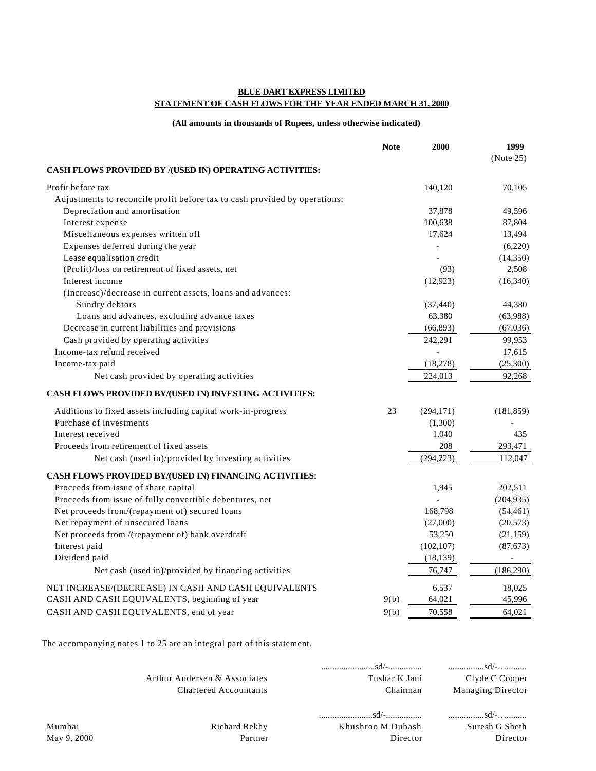**BLUE DART EXPRESS LIMITED**

**STATEMENT OF CASH FLOWS FOR THE YEAR ENDED MARCH 31, 2000**

**(All amounts in thousands of Rupees, unless otherwise indicated)**

| | Note | 2000 | 1999 (Note 25) |
|---|---|---|---|
| **CASH FLOWS PROVIDED BY /(USED IN) OPERATING ACTIVITIES:** | | | |
| Profit before tax | | 140,120 | 70,105 |
| Adjustments to reconcile profit before tax to cash provided by operations: | | | |
| Depreciation and amortisation | | 37,878 | 49,596 |
| Interest expense | | 100,638 | 87,804 |
| Miscellaneous expenses written off | | 17,624 | 13,494 |
| Expenses deferred during the year | | - | (6,220) |
| Lease equalisation credit | | - | (14,350) |
| (Profit)/loss on retirement of fixed assets, net | | (93) | 2,508 |
| Interest income | | (12,923) | (16,340) |
| (Increase)/decrease in current assets, loans and advances: | | | |
| Sundry debtors | | (37,440) | 44,380 |
| Loans and advances, excluding advance taxes | | 63,380 | (63,988) |
| Decrease in current liabilities and provisions | | (66,893) | (67,036) |
| Cash provided by operating activities | | 242,291 | 99,953 |
| Income-tax refund received | | - | 17,615 |
| Income-tax paid | | (18,278) | (25,300) |
| Net cash provided by operating activities | | 224,013 | 92,268 |
| **CASH FLOWS PROVIDED BY/(USED IN) INVESTING ACTIVITIES:** | | | |
| Additions to fixed assets including capital work-in-progress | 23 | (294,171) | (181,859) |
| Purchase of investments | | (1,300) | - |
| Interest received | | 1,040 | 435 |
| Proceeds from retirement of fixed assets | | 208 | 293,471 |
| Net cash (used in)/provided by investing activities | | (294,223) | 112,047 |
| **CASH FLOWS PROVIDED BY/(USED IN) FINANCING ACTIVITIES:** | | | |
| Proceeds from issue of share capital | | 1,945 | 202,511 |
| Proceeds from issue of fully convertible debentures, net | | - | (204,935) |
| Net proceeds from/(repayment of) secured loans | | 168,798 | (54,461) |
| Net repayment of unsecured loans | | (27,000) | (20,573) |
| Net proceeds from /(repayment of) bank overdraft | | 53,250 | (21,159) |
| Interest paid | | (102,107) | (87,673) |
| Dividend paid | | (18,139) | - |
| Net cash (used in)/provided by financing activities | | 76,747 | (186,290) |
| NET INCREASE/(DECREASE) IN CASH AND CASH EQUIVALENTS | | 6,537 | 18,025 |
| CASH AND CASH EQUIVALENTS, beginning of year | 9(b) | 64,021 | 45,996 |
| CASH AND CASH EQUIVALENTS, end of year | 9(b) | 70,558 | 64,021 |

The accompanying notes 1 to 25 are an integral part of this statement.

| | | ........................sd/-............... | ................sd/-…......... |
|---|---|---|---|
| | Arthur Andersen & Associates | Tushar K Jani | Clyde C Cooper |
| | Chartered Accountants | Chairman | Managing Director |
| | | ........................sd/-................ | ................sd/-…......... |
| Mumbai | Richard Rekhy | Khushroo M Dubash | Suresh G Sheth |
| May 9, 2000 | Partner | Director | Director |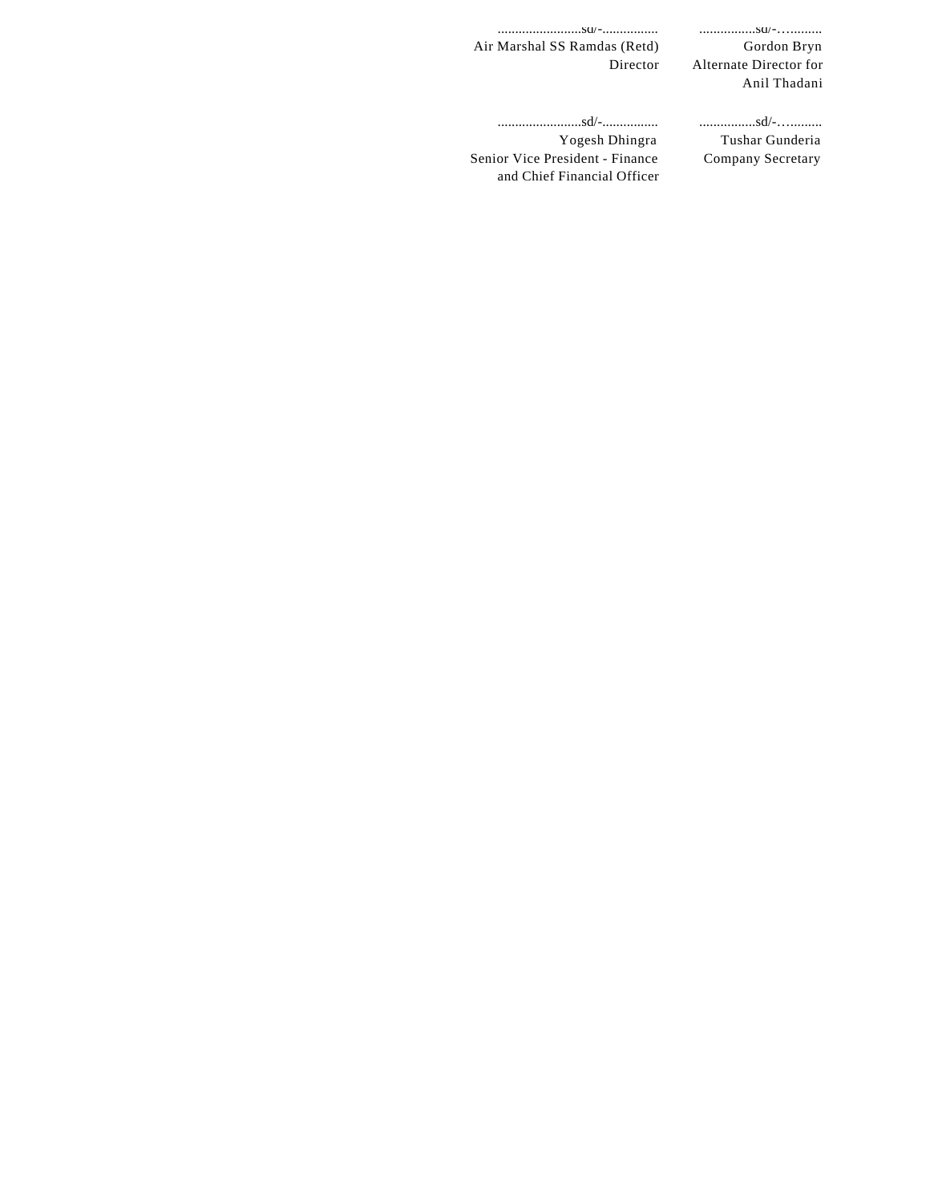| ........................sd/-................ | ................sd/-…........ |
| --- | --- |
| Air Marshal SS Ramdas (Retd) | Gordon Bryn |
| Director | Alternate Director for Anil Thadani |
| ........................sd/-................ | ................sd/-…........ |
| Yogesh Dhingra | Tushar Gunderia |
| Senior Vice President - Finance and Chief Financial Officer | Company Secretary |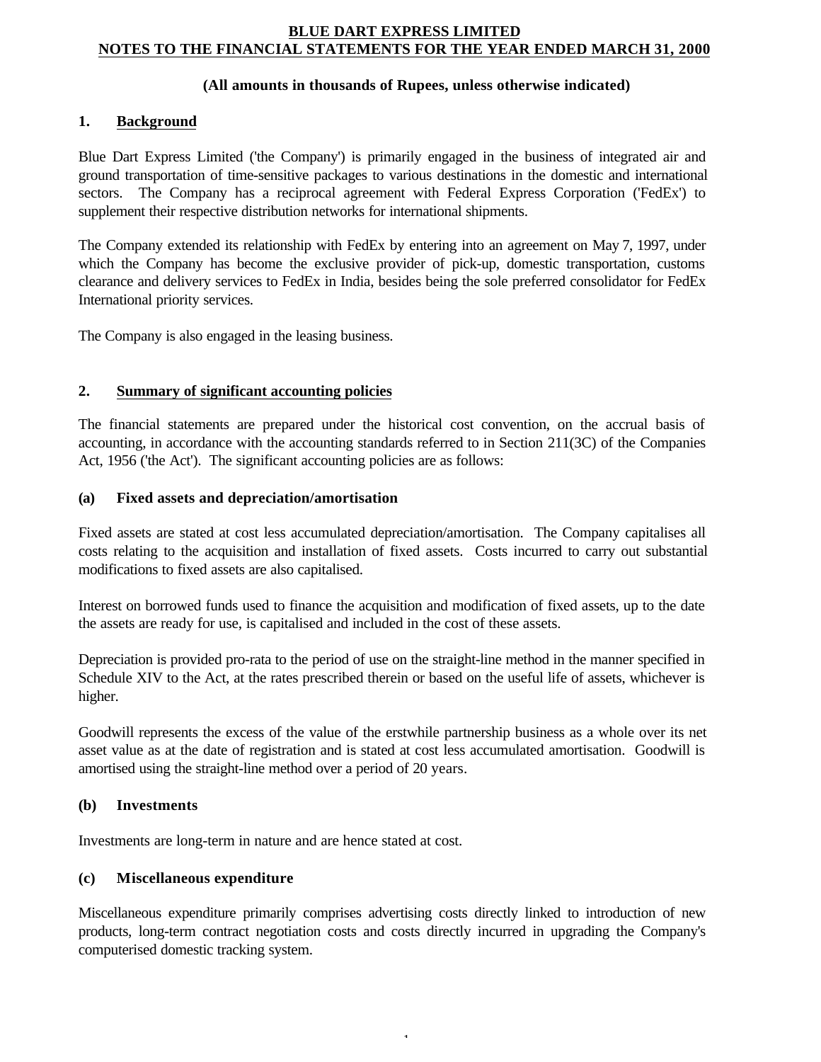**BLUE DART EXPRESS LIMITED**
**NOTES TO THE FINANCIAL STATEMENTS FOR THE YEAR ENDED MARCH 31, 2000**

**(All amounts in thousands of Rupees, unless otherwise indicated)**

## 1. Background

Blue Dart Express Limited ('the Company') is primarily engaged in the business of integrated air and ground transportation of time-sensitive packages to various destinations in the domestic and international sectors. The Company has a reciprocal agreement with Federal Express Corporation ('FedEx') to supplement their respective distribution networks for international shipments.

The Company extended its relationship with FedEx by entering into an agreement on May 7, 1997, under which the Company has become the exclusive provider of pick-up, domestic transportation, customs clearance and delivery services to FedEx in India, besides being the sole preferred consolidator for FedEx International priority services.

The Company is also engaged in the leasing business.

## 2. Summary of significant accounting policies

The financial statements are prepared under the historical cost convention, on the accrual basis of accounting, in accordance with the accounting standards referred to in Section 211(3C) of the Companies Act, 1956 ('the Act'). The significant accounting policies are as follows:

### (a) Fixed assets and depreciation/amortisation

Fixed assets are stated at cost less accumulated depreciation/amortisation. The Company capitalises all costs relating to the acquisition and installation of fixed assets. Costs incurred to carry out substantial modifications to fixed assets are also capitalised.

Interest on borrowed funds used to finance the acquisition and modification of fixed assets, up to the date the assets are ready for use, is capitalised and included in the cost of these assets.

Depreciation is provided pro-rata to the period of use on the straight-line method in the manner specified in Schedule XIV to the Act, at the rates prescribed therein or based on the useful life of assets, whichever is higher.

Goodwill represents the excess of the value of the erstwhile partnership business as a whole over its net asset value as at the date of registration and is stated at cost less accumulated amortisation. Goodwill is amortised using the straight-line method over a period of 20 years.

### (b) Investments

Investments are long-term in nature and are hence stated at cost.

### (c) Miscellaneous expenditure

Miscellaneous expenditure primarily comprises advertising costs directly linked to introduction of new products, long-term contract negotiation costs and costs directly incurred in upgrading the Company's computerised domestic tracking system.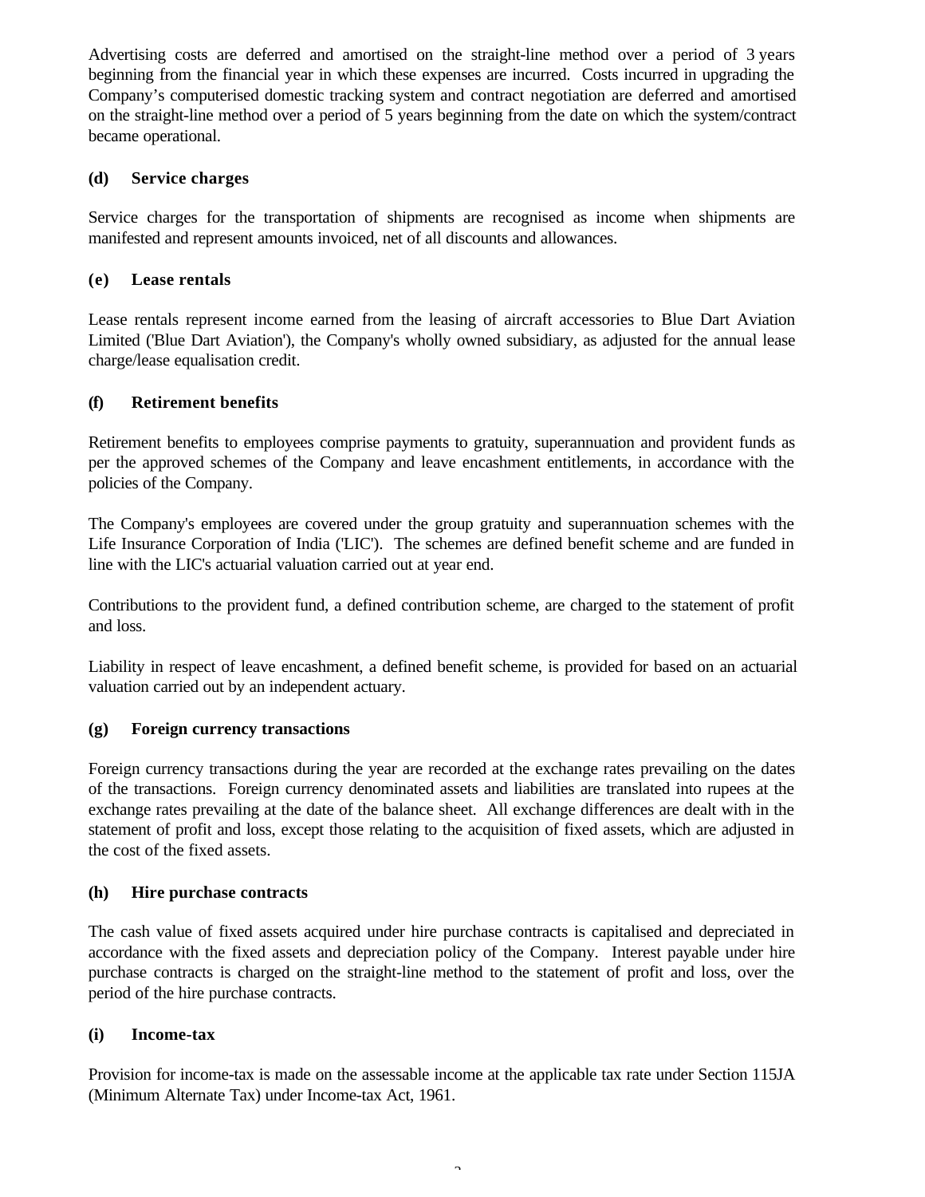Advertising costs are deferred and amortised on the straight-line method over a period of 3 years beginning from the financial year in which these expenses are incurred. Costs incurred in upgrading the Company's computerised domestic tracking system and contract negotiation are deferred and amortised on the straight-line method over a period of 5 years beginning from the date on which the system/contract became operational.

**(d) Service charges**

Service charges for the transportation of shipments are recognised as income when shipments are manifested and represent amounts invoiced, net of all discounts and allowances.

**(e) Lease rentals**

Lease rentals represent income earned from the leasing of aircraft accessories to Blue Dart Aviation Limited ('Blue Dart Aviation'), the Company's wholly owned subsidiary, as adjusted for the annual lease charge/lease equalisation credit.

**(f) Retirement benefits**

Retirement benefits to employees comprise payments to gratuity, superannuation and provident funds as per the approved schemes of the Company and leave encashment entitlements, in accordance with the policies of the Company.

The Company's employees are covered under the group gratuity and superannuation schemes with the Life Insurance Corporation of India ('LIC'). The schemes are defined benefit scheme and are funded in line with the LIC's actuarial valuation carried out at year end.

Contributions to the provident fund, a defined contribution scheme, are charged to the statement of profit and loss.

Liability in respect of leave encashment, a defined benefit scheme, is provided for based on an actuarial valuation carried out by an independent actuary.

**(g) Foreign currency transactions**

Foreign currency transactions during the year are recorded at the exchange rates prevailing on the dates of the transactions. Foreign currency denominated assets and liabilities are translated into rupees at the exchange rates prevailing at the date of the balance sheet. All exchange differences are dealt with in the statement of profit and loss, except those relating to the acquisition of fixed assets, which are adjusted in the cost of the fixed assets.

**(h) Hire purchase contracts**

The cash value of fixed assets acquired under hire purchase contracts is capitalised and depreciated in accordance with the fixed assets and depreciation policy of the Company. Interest payable under hire purchase contracts is charged on the straight-line method to the statement of profit and loss, over the period of the hire purchase contracts.

**(i) Income-tax**

Provision for income-tax is made on the assessable income at the applicable tax rate under Section 115JA (Minimum Alternate Tax) under Income-tax Act, 1961.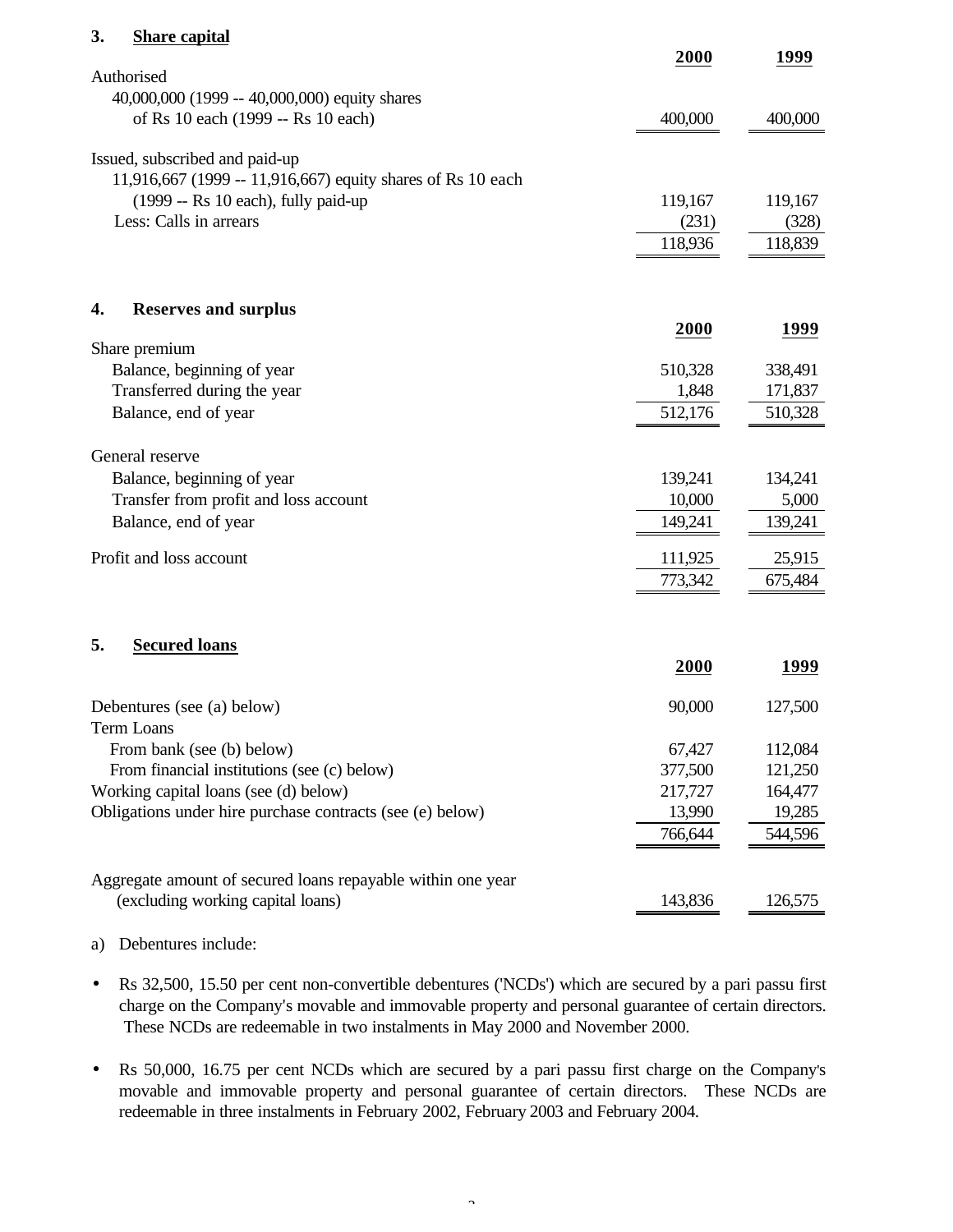### 3. Share capital

| | 2000 | 1999 |
|---|---|---|
| Authorised | | |
| 40,000,000 (1999 -- 40,000,000) equity shares of Rs 10 each (1999 -- Rs 10 each) | 400,000 | 400,000 |
| Issued, subscribed and paid-up | | |
| 11,916,667 (1999 -- 11,916,667) equity shares of Rs 10 each (1999 -- Rs 10 each), fully paid-up | 119,167 | 119,167 |
| Less: Calls in arrears | (231) | (328) |
| | 118,936 | 118,839 |

### 4. Reserves and surplus

| | 2000 | 1999 |
|---|---|---|
| Share premium | | |
| Balance, beginning of year | 510,328 | 338,491 |
| Transferred during the year | 1,848 | 171,837 |
| Balance, end of year | 512,176 | 510,328 |
| General reserve | | |
| Balance, beginning of year | 139,241 | 134,241 |
| Transfer from profit and loss account | 10,000 | 5,000 |
| Balance, end of year | 149,241 | 139,241 |
| Profit and loss account | 111,925 | 25,915 |
| | 773,342 | 675,484 |

### 5. Secured loans

| | 2000 | 1999 |
|---|---|---|
| Debentures (see (a) below) | 90,000 | 127,500 |
| Term Loans | | |
| From bank (see (b) below) | 67,427 | 112,084 |
| From financial institutions (see (c) below) | 377,500 | 121,250 |
| Working capital loans (see (d) below) | 217,727 | 164,477 |
| Obligations under hire purchase contracts (see (e) below) | 13,990 | 19,285 |
| | 766,644 | 544,596 |
| Aggregate amount of secured loans repayable within one year (excluding working capital loans) | 143,836 | 126,575 |

a) Debentures include:

- Rs 32,500, 15.50 per cent non-convertible debentures ('NCDs') which are secured by a pari passu first charge on the Company's movable and immovable property and personal guarantee of certain directors. These NCDs are redeemable in two instalments in May 2000 and November 2000.

- Rs 50,000, 16.75 per cent NCDs which are secured by a pari passu first charge on the Company's movable and immovable property and personal guarantee of certain directors. These NCDs are redeemable in three instalments in February 2002, February 2003 and February 2004.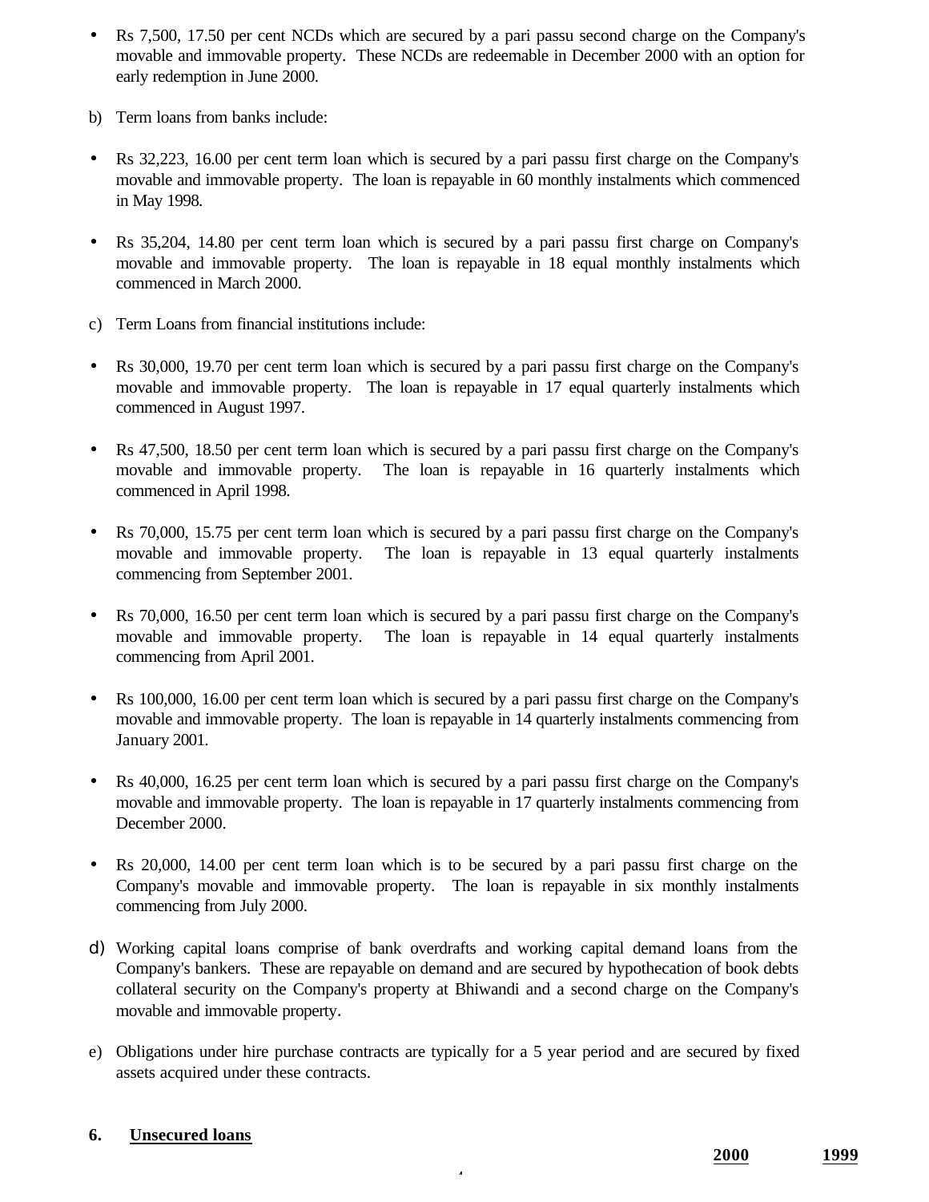- Rs 7,500, 17.50 per cent NCDs which are secured by a pari passu second charge on the Company's movable and immovable property. These NCDs are redeemable in December 2000 with an option for early redemption in June 2000.

b) Term loans from banks include:

- Rs 32,223, 16.00 per cent term loan which is secured by a pari passu first charge on the Company's movable and immovable property. The loan is repayable in 60 monthly instalments which commenced in May 1998.

- Rs 35,204, 14.80 per cent term loan which is secured by a pari passu first charge on Company's movable and immovable property. The loan is repayable in 18 equal monthly instalments which commenced in March 2000.

c) Term Loans from financial institutions include:

- Rs 30,000, 19.70 per cent term loan which is secured by a pari passu first charge on the Company's movable and immovable property. The loan is repayable in 17 equal quarterly instalments which commenced in August 1997.

- Rs 47,500, 18.50 per cent term loan which is secured by a pari passu first charge on the Company's movable and immovable property. The loan is repayable in 16 quarterly instalments which commenced in April 1998.

- Rs 70,000, 15.75 per cent term loan which is secured by a pari passu first charge on the Company's movable and immovable property. The loan is repayable in 13 equal quarterly instalments commencing from September 2001.

- Rs 70,000, 16.50 per cent term loan which is secured by a pari passu first charge on the Company's movable and immovable property. The loan is repayable in 14 equal quarterly instalments commencing from April 2001.

- Rs 100,000, 16.00 per cent term loan which is secured by a pari passu first charge on the Company's movable and immovable property. The loan is repayable in 14 quarterly instalments commencing from January 2001.

- Rs 40,000, 16.25 per cent term loan which is secured by a pari passu first charge on the Company's movable and immovable property. The loan is repayable in 17 quarterly instalments commencing from December 2000.

- Rs 20,000, 14.00 per cent term loan which is to be secured by a pari passu first charge on the Company's movable and immovable property. The loan is repayable in six monthly instalments commencing from July 2000.

d) Working capital loans comprise of bank overdrafts and working capital demand loans from the Company's bankers. These are repayable on demand and are secured by hypothecation of book debts collateral security on the Company's property at Bhiwandi and a second charge on the Company's movable and immovable property.

e) Obligations under hire purchase contracts are typically for a 5 year period and are secured by fixed assets acquired under these contracts.

**6. Unsecured loans**

| | **2000** | **1999** |
|---|---|---|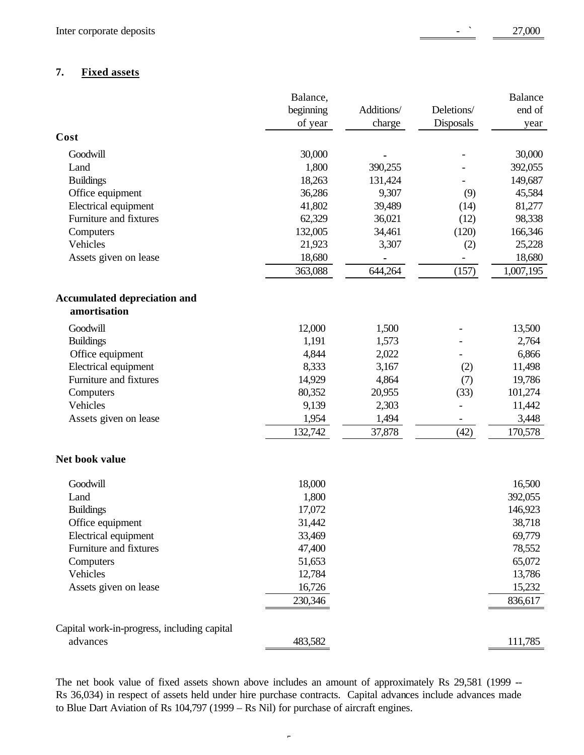| | | |
|---|---|---|
| Inter corporate deposits | - | 27,000 |

## 7. Fixed assets

| | Balance, beginning of year | Additions/ charge | Deletions/ Disposals | Balance end of year |
|---|---|---|---|---|
| **Cost** | | | | |
| Goodwill | 30,000 | - | - | 30,000 |
| Land | 1,800 | 390,255 | - | 392,055 |
| Buildings | 18,263 | 131,424 | - | 149,687 |
| Office equipment | 36,286 | 9,307 | (9) | 45,584 |
| Electrical equipment | 41,802 | 39,489 | (14) | 81,277 |
| Furniture and fixtures | 62,329 | 36,021 | (12) | 98,338 |
| Computers | 132,005 | 34,461 | (120) | 166,346 |
| Vehicles | 21,923 | 3,307 | (2) | 25,228 |
| Assets given on lease | 18,680 | - | - | 18,680 |
| | 363,088 | 644,264 | (157) | 1,007,195 |
| **Accumulated depreciation and amortisation** | | | | |
| Goodwill | 12,000 | 1,500 | - | 13,500 |
| Buildings | 1,191 | 1,573 | - | 2,764 |
| Office equipment | 4,844 | 2,022 | - | 6,866 |
| Electrical equipment | 8,333 | 3,167 | (2) | 11,498 |
| Furniture and fixtures | 14,929 | 4,864 | (7) | 19,786 |
| Computers | 80,352 | 20,955 | (33) | 101,274 |
| Vehicles | 9,139 | 2,303 | - | 11,442 |
| Assets given on lease | 1,954 | 1,494 | - | 3,448 |
| | 132,742 | 37,878 | (42) | 170,578 |
| **Net book value** | | | | |
| Goodwill | 18,000 | | | 16,500 |
| Land | 1,800 | | | 392,055 |
| Buildings | 17,072 | | | 146,923 |
| Office equipment | 31,442 | | | 38,718 |
| Electrical equipment | 33,469 | | | 69,779 |
| Furniture and fixtures | 47,400 | | | 78,552 |
| Computers | 51,653 | | | 65,072 |
| Vehicles | 12,784 | | | 13,786 |
| Assets given on lease | 16,726 | | | 15,232 |
| | 230,346 | | | 836,617 |
| Capital work-in-progress, including capital advances | 483,582 | | | 111,785 |

The net book value of fixed assets shown above includes an amount of approximately Rs 29,581 (1999 -- Rs 36,034) in respect of assets held under hire purchase contracts. Capital advances include advances made to Blue Dart Aviation of Rs 104,797 (1999 – Rs Nil) for purchase of aircraft engines.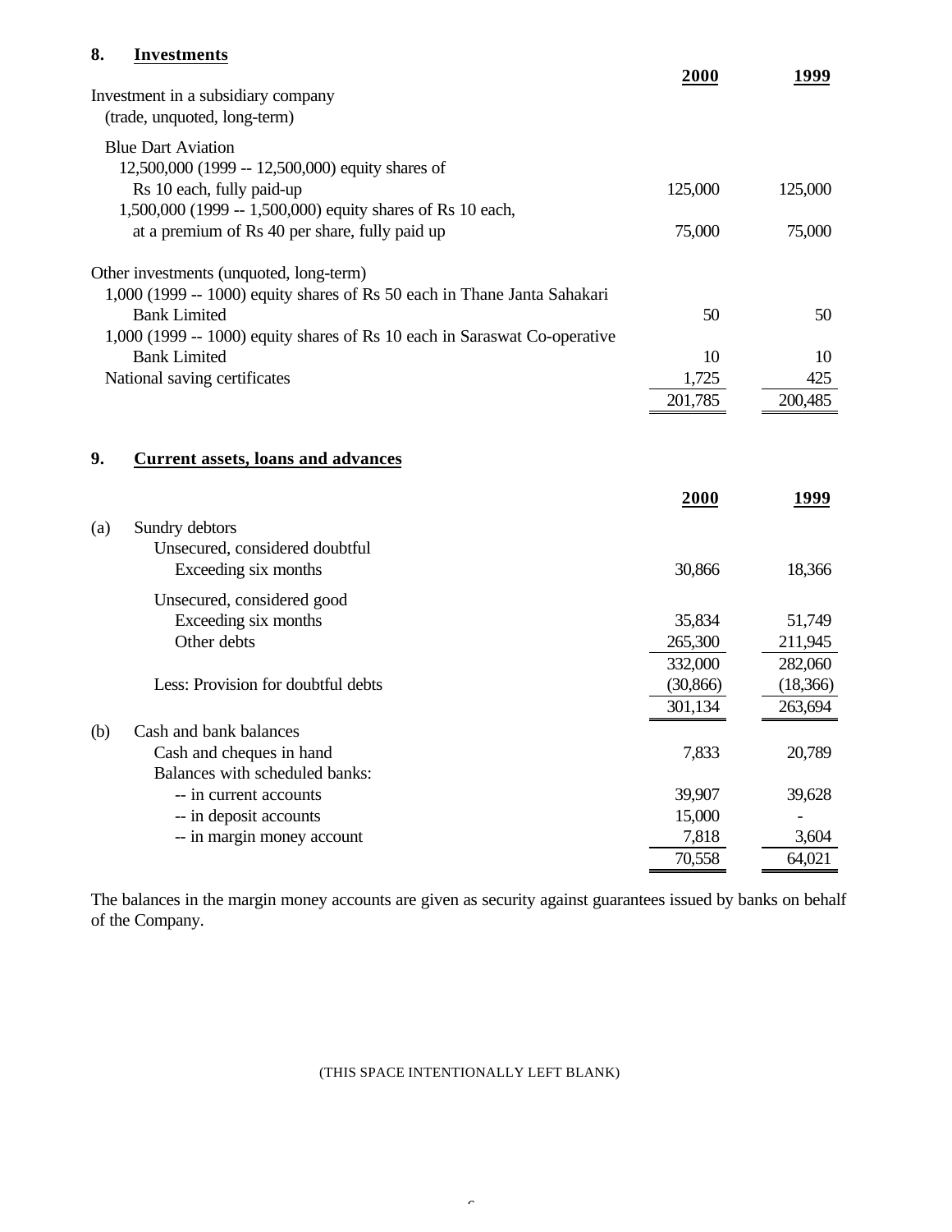## 8. Investments

| | 2000 | 1999 |
|---|---|---|
| Investment in a subsidiary company (trade, unquoted, long-term) | | |
| Blue Dart Aviation | | |
| 12,500,000 (1999 -- 12,500,000) equity shares of Rs 10 each, fully paid-up | 125,000 | 125,000 |
| 1,500,000 (1999 -- 1,500,000) equity shares of Rs 10 each, at a premium of Rs 40 per share, fully paid up | 75,000 | 75,000 |
| Other investments (unquoted, long-term) | | |
| 1,000 (1999 -- 1000) equity shares of Rs 50 each in Thane Janta Sahakari Bank Limited | 50 | 50 |
| 1,000 (1999 -- 1000) equity shares of Rs 10 each in Saraswat Co-operative Bank Limited | 10 | 10 |
| National saving certificates | 1,725 | 425 |
| | 201,785 | 200,485 |

## 9. Current assets, loans and advances

| | 2000 | 1999 |
|---|---|---|
| (a) Sundry debtors | | |
| Unsecured, considered doubtful | | |
| Exceeding six months | 30,866 | 18,366 |
| Unsecured, considered good | | |
| Exceeding six months | 35,834 | 51,749 |
| Other debts | 265,300 | 211,945 |
| | 332,000 | 282,060 |
| Less: Provision for doubtful debts | (30,866) | (18,366) |
| | 301,134 | 263,694 |
| (b) Cash and bank balances | | |
| Cash and cheques in hand | 7,833 | 20,789 |
| Balances with scheduled banks: | | |
| -- in current accounts | 39,907 | 39,628 |
| -- in deposit accounts | 15,000 | - |
| -- in margin money account | 7,818 | 3,604 |
| | 70,558 | 64,021 |

The balances in the margin money accounts are given as security against guarantees issued by banks on behalf of the Company.

(THIS SPACE INTENTIONALLY LEFT BLANK)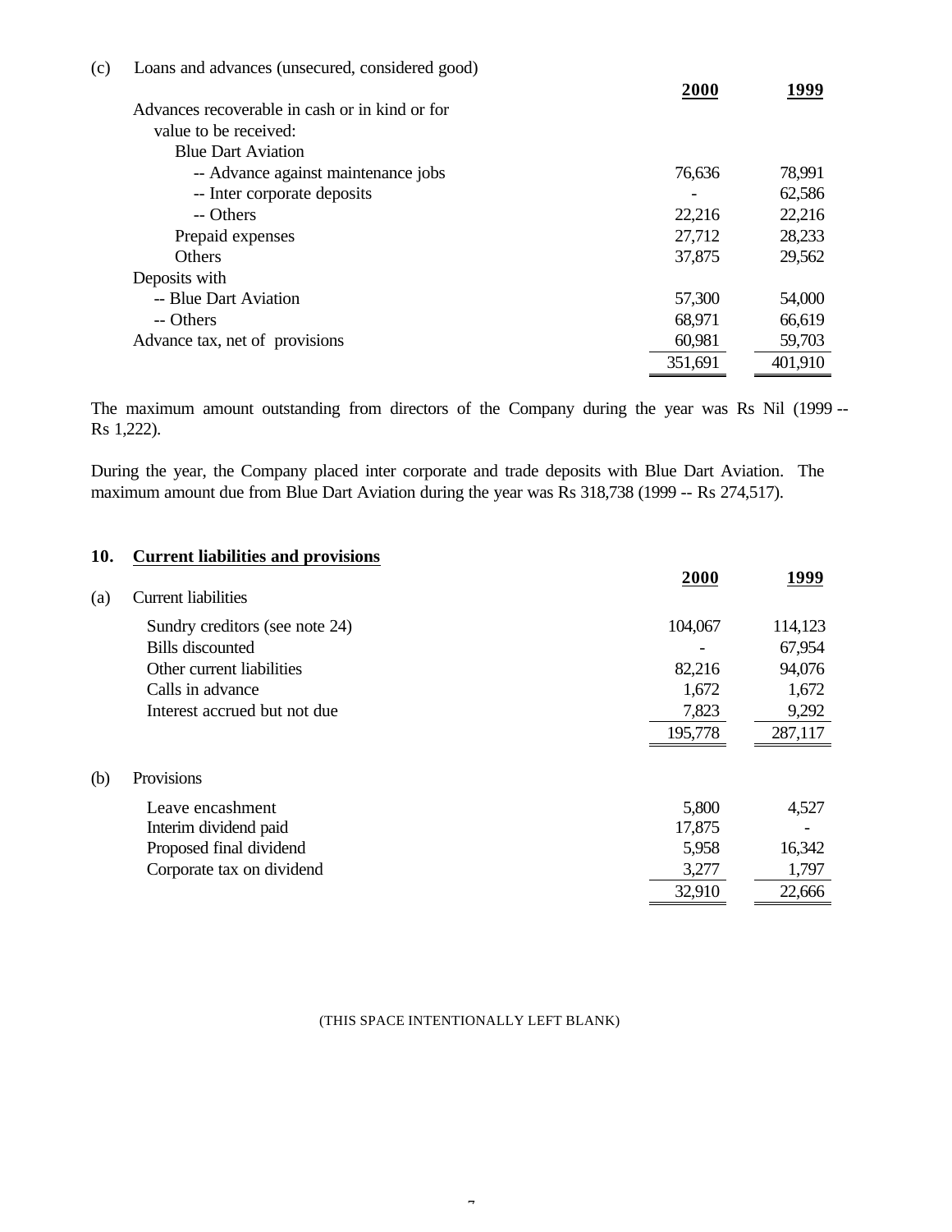(c) Loans and advances (unsecured, considered good)

| | 2000 | 1999 |
|---|---|---|
| Advances recoverable in cash or in kind or for value to be received: | | |
| Blue Dart Aviation | | |
| -- Advance against maintenance jobs | 76,636 | 78,991 |
| -- Inter corporate deposits | - | 62,586 |
| -- Others | 22,216 | 22,216 |
| Prepaid expenses | 27,712 | 28,233 |
| Others | 37,875 | 29,562 |
| Deposits with | | |
| -- Blue Dart Aviation | 57,300 | 54,000 |
| -- Others | 68,971 | 66,619 |
| Advance tax, net of provisions | 60,981 | 59,703 |
| | 351,691 | 401,910 |

The maximum amount outstanding from directors of the Company during the year was Rs Nil (1999 -- Rs 1,222).

During the year, the Company placed inter corporate and trade deposits with Blue Dart Aviation. The maximum amount due from Blue Dart Aviation during the year was Rs 318,738 (1999 -- Rs 274,517).

## 10. Current liabilities and provisions

(a) Current liabilities

| | 2000 | 1999 |
|---|---|---|
| Sundry creditors (see note 24) | 104,067 | 114,123 |
| Bills discounted | - | 67,954 |
| Other current liabilities | 82,216 | 94,076 |
| Calls in advance | 1,672 | 1,672 |
| Interest accrued but not due | 7,823 | 9,292 |
| | 195,778 | 287,117 |

(b) Provisions

| | 2000 | 1999 |
|---|---|---|
| Leave encashment | 5,800 | 4,527 |
| Interim dividend paid | 17,875 | - |
| Proposed final dividend | 5,958 | 16,342 |
| Corporate tax on dividend | 3,277 | 1,797 |
| | 32,910 | 22,666 |

(THIS SPACE INTENTIONALLY LEFT BLANK)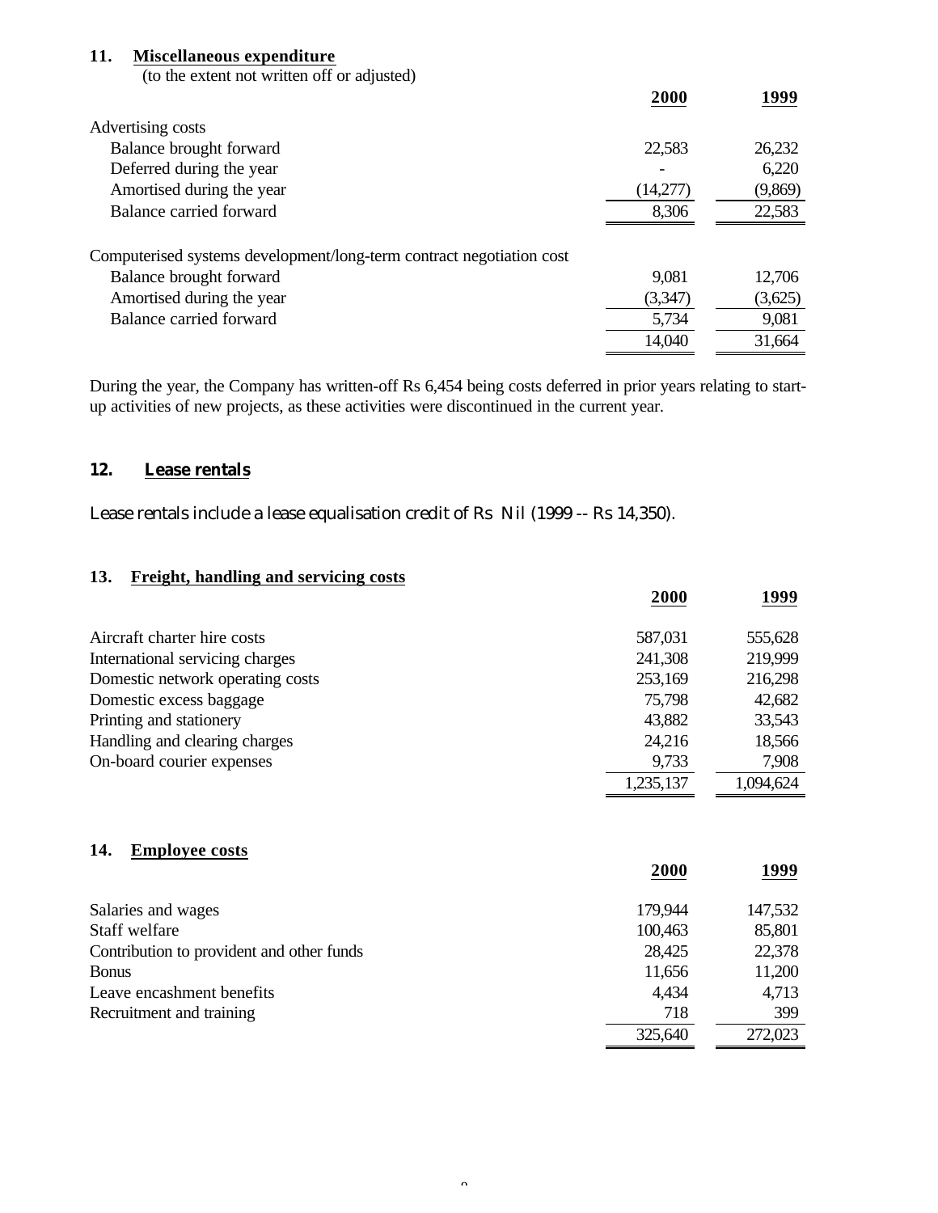## 11. Miscellaneous expenditure

(to the extent not written off or adjusted)

| | 2000 | 1999 |
|---|---|---|
| Advertising costs | | |
| Balance brought forward | 22,583 | 26,232 |
| Deferred during the year | - | 6,220 |
| Amortised during the year | (14,277) | (9,869) |
| Balance carried forward | 8,306 | 22,583 |
| | | |
| Computerised systems development/long-term contract negotiation cost | | |
| Balance brought forward | 9,081 | 12,706 |
| Amortised during the year | (3,347) | (3,625) |
| Balance carried forward | 5,734 | 9,081 |
| | 14,040 | 31,664 |

During the year, the Company has written-off Rs 6,454 being costs deferred in prior years relating to start-up activities of new projects, as these activities were discontinued in the current year.

## 12. Lease rentals

Lease rentals include a lease equalisation credit of Rs Nil (1999 -- Rs 14,350).

## 13. Freight, handling and servicing costs

| | 2000 | 1999 |
|---|---|---|
| Aircraft charter hire costs | 587,031 | 555,628 |
| International servicing charges | 241,308 | 219,999 |
| Domestic network operating costs | 253,169 | 216,298 |
| Domestic excess baggage | 75,798 | 42,682 |
| Printing and stationery | 43,882 | 33,543 |
| Handling and clearing charges | 24,216 | 18,566 |
| On-board courier expenses | 9,733 | 7,908 |
| | 1,235,137 | 1,094,624 |

## 14. Employee costs

| | 2000 | 1999 |
|---|---|---|
| Salaries and wages | 179,944 | 147,532 |
| Staff welfare | 100,463 | 85,801 |
| Contribution to provident and other funds | 28,425 | 22,378 |
| Bonus | 11,656 | 11,200 |
| Leave encashment benefits | 4,434 | 4,713 |
| Recruitment and training | 718 | 399 |
| | 325,640 | 272,023 |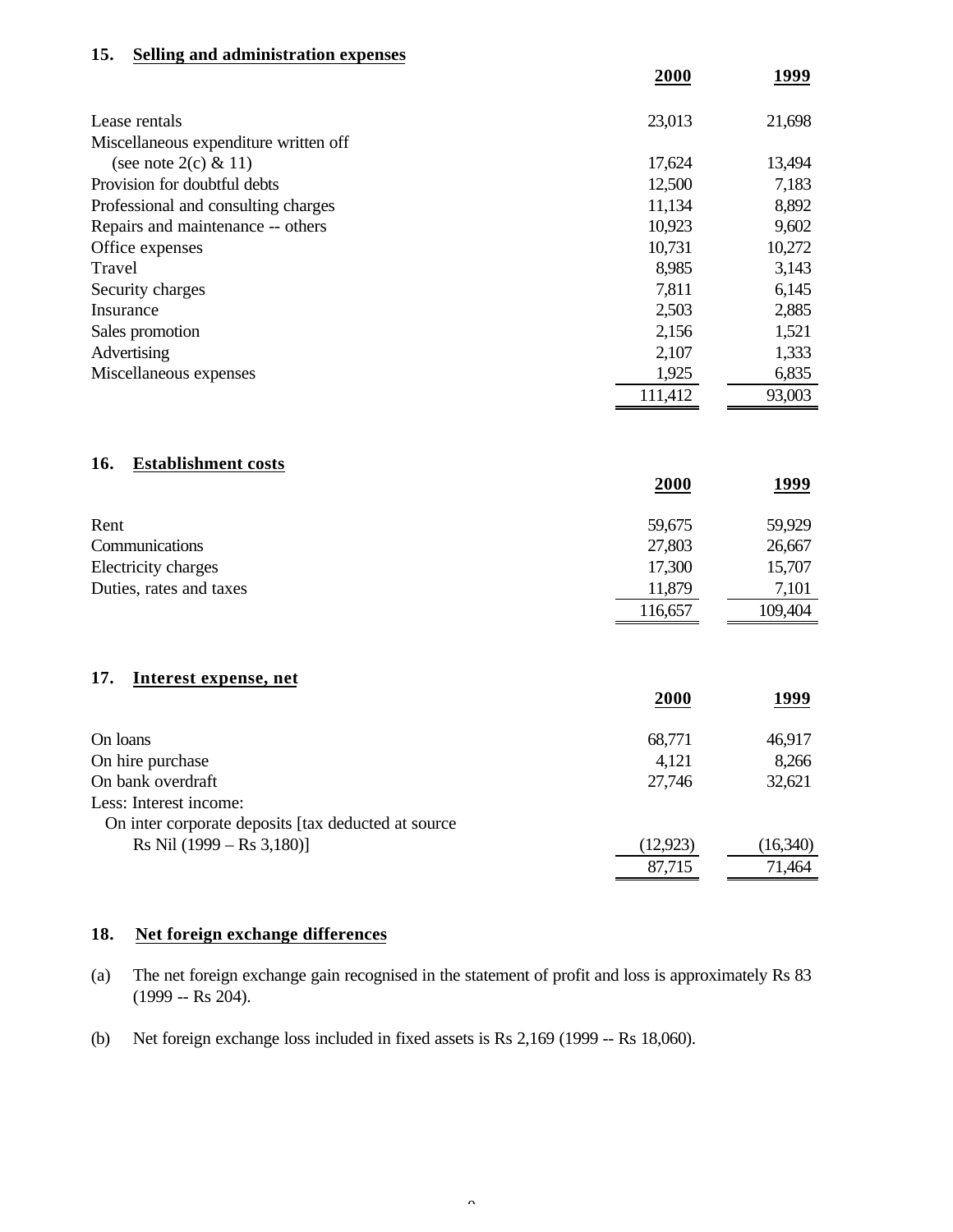## 15. Selling and administration expenses

| | 2000 | 1999 |
|---|---|---|
| Lease rentals | 23,013 | 21,698 |
| Miscellaneous expenditure written off (see note 2(c) & 11) | 17,624 | 13,494 |
| Provision for doubtful debts | 12,500 | 7,183 |
| Professional and consulting charges | 11,134 | 8,892 |
| Repairs and maintenance -- others | 10,923 | 9,602 |
| Office expenses | 10,731 | 10,272 |
| Travel | 8,985 | 3,143 |
| Security charges | 7,811 | 6,145 |
| Insurance | 2,503 | 2,885 |
| Sales promotion | 2,156 | 1,521 |
| Advertising | 2,107 | 1,333 |
| Miscellaneous expenses | 1,925 | 6,835 |
| | 111,412 | 93,003 |

## 16. Establishment costs

| | 2000 | 1999 |
|---|---|---|
| Rent | 59,675 | 59,929 |
| Communications | 27,803 | 26,667 |
| Electricity charges | 17,300 | 15,707 |
| Duties, rates and taxes | 11,879 | 7,101 |
| | 116,657 | 109,404 |

## 17. Interest expense, net

| | 2000 | 1999 |
|---|---|---|
| On loans | 68,771 | 46,917 |
| On hire purchase | 4,121 | 8,266 |
| On bank overdraft | 27,746 | 32,621 |
| Less: Interest income: | | |
| On inter corporate deposits [tax deducted at source Rs Nil (1999 – Rs 3,180)] | (12,923) | (16,340) |
| | 87,715 | 71,464 |

## 18. Net foreign exchange differences

(a) The net foreign exchange gain recognised in the statement of profit and loss is approximately Rs 83 (1999 -- Rs 204).

(b) Net foreign exchange loss included in fixed assets is Rs 2,169 (1999 -- Rs 18,060).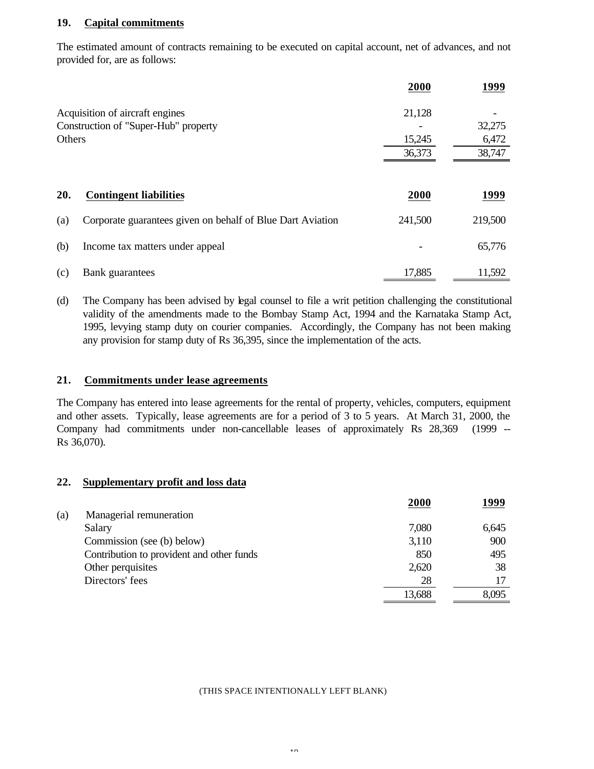## 19. Capital commitments

The estimated amount of contracts remaining to be executed on capital account, net of advances, and not provided for, are as follows:

| | 2000 | 1999 |
|---|---|---|
| Acquisition of aircraft engines | 21,128 | - |
| Construction of "Super-Hub" property | - | 32,275 |
| Others | 15,245 | 6,472 |
| | 36,373 | 38,747 |

## 20. Contingent liabilities

| | | 2000 | 1999 |
|---|---|---|---|
| (a) | Corporate guarantees given on behalf of Blue Dart Aviation | 241,500 | 219,500 |
| (b) | Income tax matters under appeal | - | 65,776 |
| (c) | Bank guarantees | 17,885 | 11,592 |

(d) The Company has been advised by legal counsel to file a writ petition challenging the constitutional validity of the amendments made to the Bombay Stamp Act, 1994 and the Karnataka Stamp Act, 1995, levying stamp duty on courier companies. Accordingly, the Company has not been making any provision for stamp duty of Rs 36,395, since the implementation of the acts.

## 21. Commitments under lease agreements

The Company has entered into lease agreements for the rental of property, vehicles, computers, equipment and other assets. Typically, lease agreements are for a period of 3 to 5 years. At March 31, 2000, the Company had commitments under non-cancellable leases of approximately Rs 28,369 (1999 -- Rs 36,070).

## 22. Supplementary profit and loss data

| | | 2000 | 1999 |
|---|---|---|---|
| (a) | Managerial remuneration | | |
| | Salary | 7,080 | 6,645 |
| | Commission (see (b) below) | 3,110 | 900 |
| | Contribution to provident and other funds | 850 | 495 |
| | Other perquisites | 2,620 | 38 |
| | Directors' fees | 28 | 17 |
| | | 13,688 | 8,095 |

(THIS SPACE INTENTIONALLY LEFT BLANK)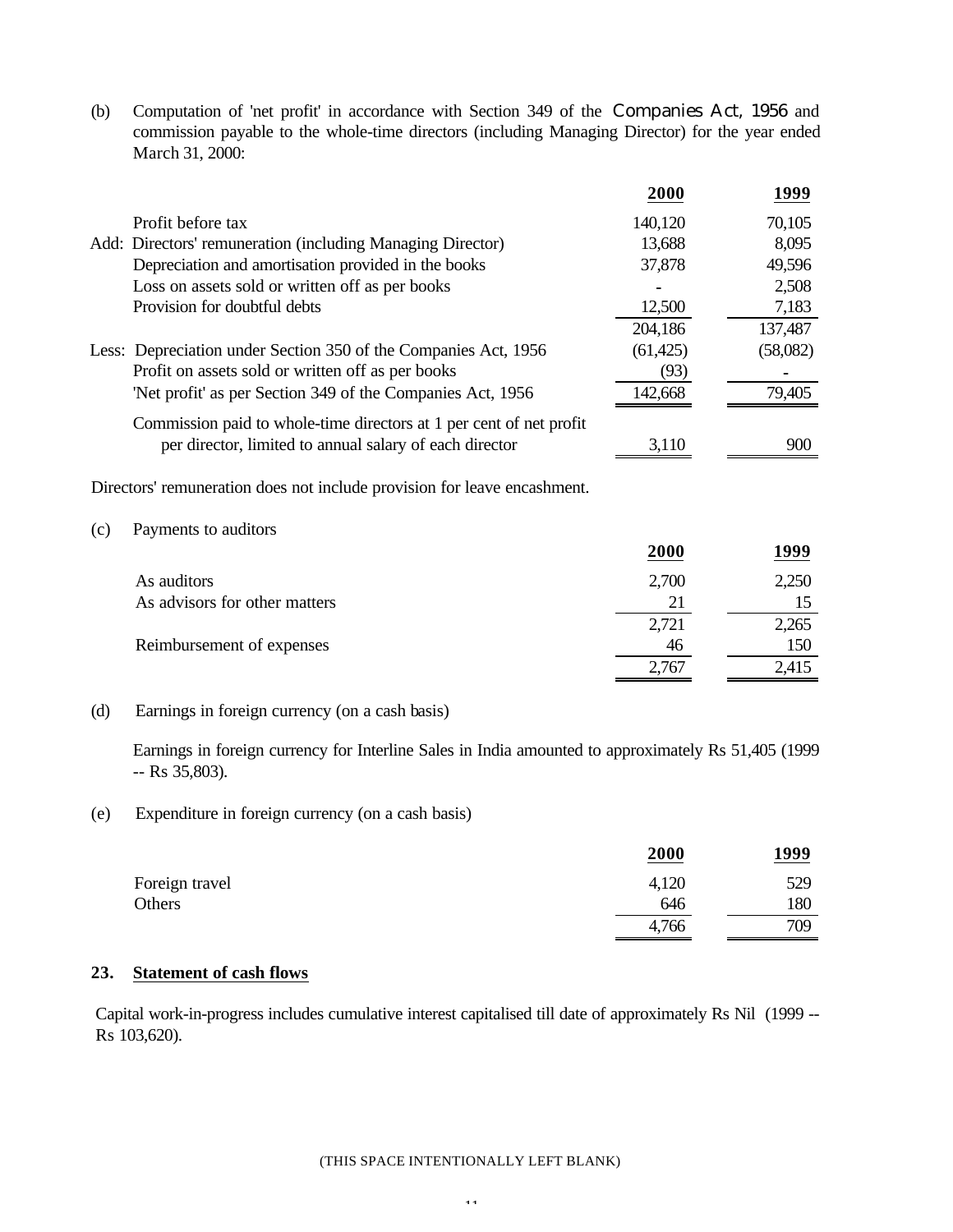(b) Computation of 'net profit' in accordance with Section 349 of the Companies Act, 1956 and commission payable to the whole-time directors (including Managing Director) for the year ended March 31, 2000:

| | 2000 | 1999 |
|---|---|---|
| Profit before tax | 140,120 | 70,105 |
| Add: Directors' remuneration (including Managing Director) | 13,688 | 8,095 |
| Depreciation and amortisation provided in the books | 37,878 | 49,596 |
| Loss on assets sold or written off as per books | - | 2,508 |
| Provision for doubtful debts | 12,500 | 7,183 |
| | 204,186 | 137,487 |
| Less: Depreciation under Section 350 of the Companies Act, 1956 | (61,425) | (58,082) |
| Profit on assets sold or written off as per books | (93) | - |
| 'Net profit' as per Section 349 of the Companies Act, 1956 | 142,668 | 79,405 |
| Commission paid to whole-time directors at 1 per cent of net profit per director, limited to annual salary of each director | 3,110 | 900 |

Directors' remuneration does not include provision for leave encashment.

(c) Payments to auditors

| | 2000 | 1999 |
|---|---|---|
| As auditors | 2,700 | 2,250 |
| As advisors for other matters | 21 | 15 |
| | 2,721 | 2,265 |
| Reimbursement of expenses | 46 | 150 |
| | 2,767 | 2,415 |

(d) Earnings in foreign currency (on a cash basis)

Earnings in foreign currency for Interline Sales in India amounted to approximately Rs 51,405 (1999 -- Rs 35,803).

(e) Expenditure in foreign currency (on a cash basis)

| | 2000 | 1999 |
|---|---|---|
| Foreign travel | 4,120 | 529 |
| Others | 646 | 180 |
| | 4,766 | 709 |

**23. Statement of cash flows**

Capital work-in-progress includes cumulative interest capitalised till date of approximately Rs Nil (1999 -- Rs 103,620).

(THIS SPACE INTENTIONALLY LEFT BLANK)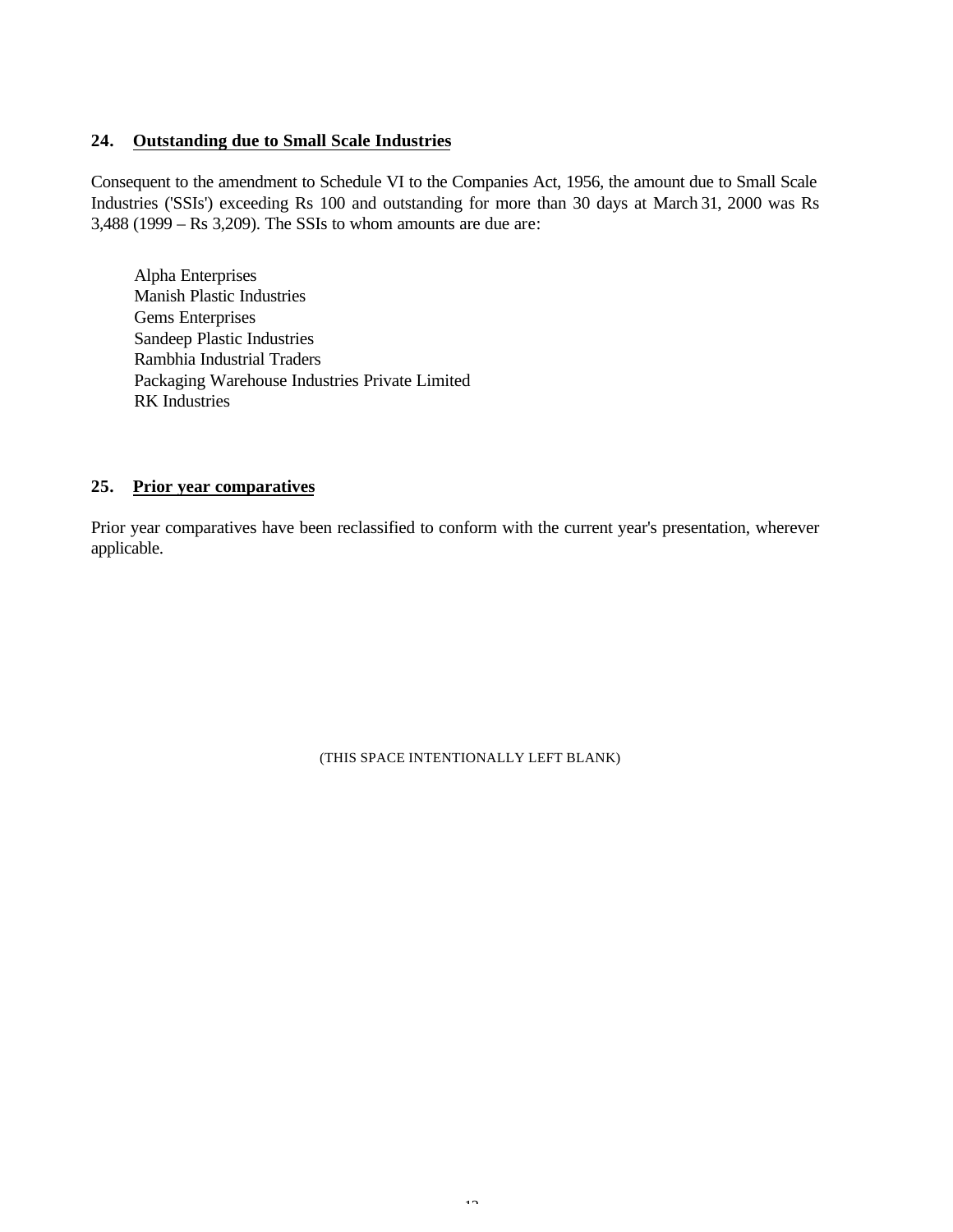## 24. Outstanding due to Small Scale Industries

Consequent to the amendment to Schedule VI to the Companies Act, 1956, the amount due to Small Scale Industries ('SSIs') exceeding Rs 100 and outstanding for more than 30 days at March 31, 2000 was Rs 3,488 (1999 – Rs 3,209). The SSIs to whom amounts are due are:

Alpha Enterprises
Manish Plastic Industries
Gems Enterprises
Sandeep Plastic Industries
Rambhia Industrial Traders
Packaging Warehouse Industries Private Limited
RK Industries

## 25. Prior year comparatives

Prior year comparatives have been reclassified to conform with the current year's presentation, wherever applicable.

(THIS SPACE INTENTIONALLY LEFT BLANK)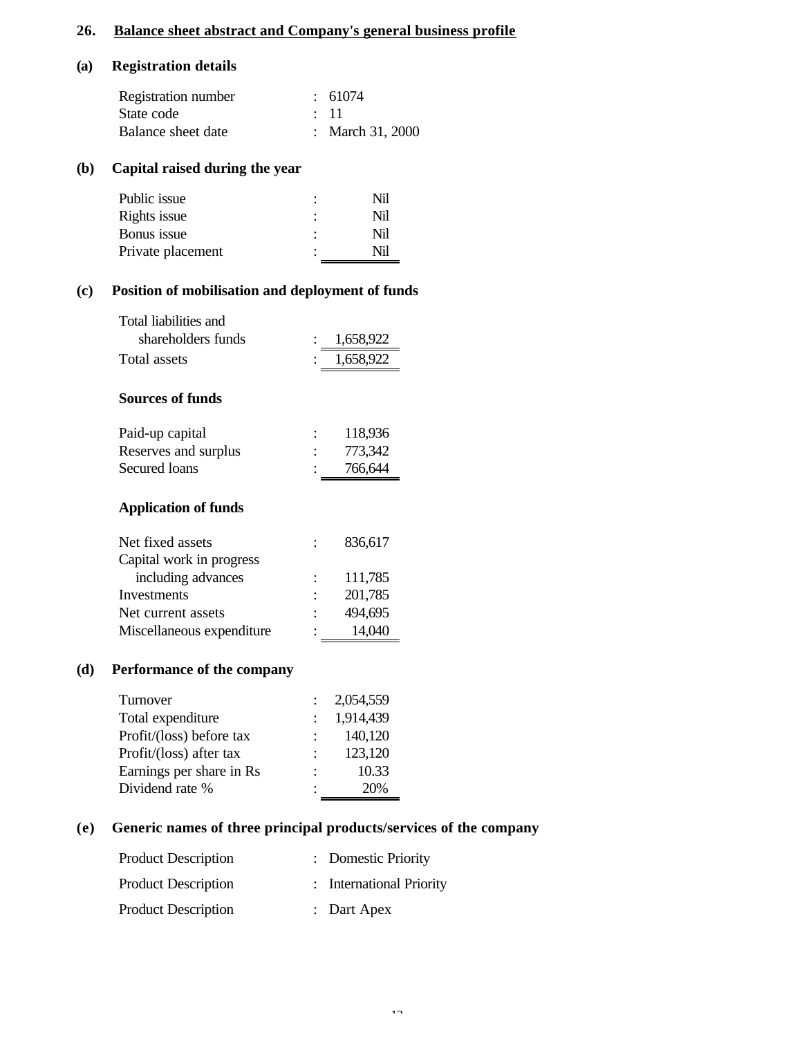## 26. Balance sheet abstract and Company's general business profile

### (a) Registration details

| | | |
|---|---|---|
| Registration number | : | 61074 |
| State code | : | 11 |
| Balance sheet date | : | March 31, 2000 |

### (b) Capital raised during the year

| | | |
|---|---|---|
| Public issue | : | Nil |
| Rights issue | : | Nil |
| Bonus issue | : | Nil |
| Private placement | : | Nil |

### (c) Position of mobilisation and deployment of funds

| | | |
|---|---|---|
| Total liabilities and shareholders funds | : | 1,658,922 |
| Total assets | : | 1,658,922 |

**Sources of funds**

| | | |
|---|---|---|
| Paid-up capital | : | 118,936 |
| Reserves and surplus | : | 773,342 |
| Secured loans | : | 766,644 |

**Application of funds**

| | | |
|---|---|---|
| Net fixed assets | : | 836,617 |
| Capital work in progress including advances | : | 111,785 |
| Investments | : | 201,785 |
| Net current assets | : | 494,695 |
| Miscellaneous expenditure | : | 14,040 |

### (d) Performance of the company

| | | |
|---|---|---|
| Turnover | : | 2,054,559 |
| Total expenditure | : | 1,914,439 |
| Profit/(loss) before tax | : | 140,120 |
| Profit/(loss) after tax | : | 123,120 |
| Earnings per share in Rs | : | 10.33 |
| Dividend rate % | : | 20% |

### (e) Generic names of three principal products/services of the company

| | | |
|---|---|---|
| Product Description | : | Domestic Priority |
| Product Description | : | International Priority |
| Product Description | : | Dart Apex |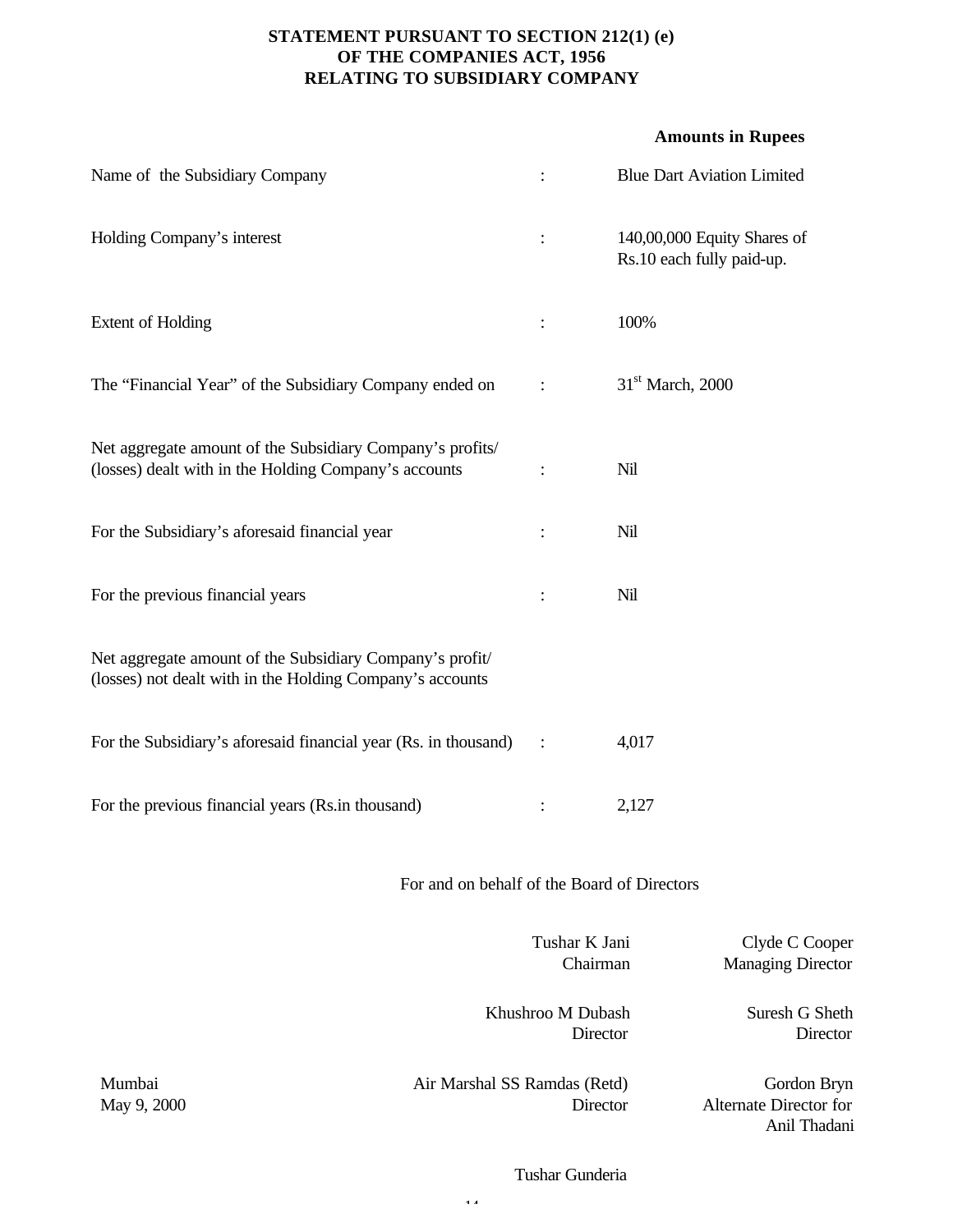**STATEMENT PURSUANT TO SECTION 212(1) (e)**
**OF THE COMPANIES ACT, 1956**
**RELATING TO SUBSIDIARY COMPANY**

**Amounts in Rupees**

| | | |
|---|---|---|
| Name of the Subsidiary Company | : | Blue Dart Aviation Limited |
| Holding Company's interest | : | 140,00,000 Equity Shares of Rs.10 each fully paid-up. |
| Extent of Holding | : | 100% |
| The "Financial Year" of the Subsidiary Company ended on | : | 31st March, 2000 |
| Net aggregate amount of the Subsidiary Company's profits/ (losses) dealt with in the Holding Company's accounts | : | Nil |
| For the Subsidiary's aforesaid financial year | : | Nil |
| For the previous financial years | : | Nil |
| Net aggregate amount of the Subsidiary Company's profit/ (losses) not dealt with in the Holding Company's accounts | | |
| For the Subsidiary's aforesaid financial year (Rs. in thousand) | : | 4,017 |
| For the previous financial years (Rs.in thousand) | : | 2,127 |

For and on behalf of the Board of Directors

Tushar K Jani
Chairman

Clyde C Cooper
Managing Director

Khushroo M Dubash
Director

Suresh G Sheth
Director

Air Marshal SS Ramdas (Retd)
Director

Gordon Bryn
Alternate Director for
Anil Thadani

Tushar Gunderia

Mumbai
May 9, 2000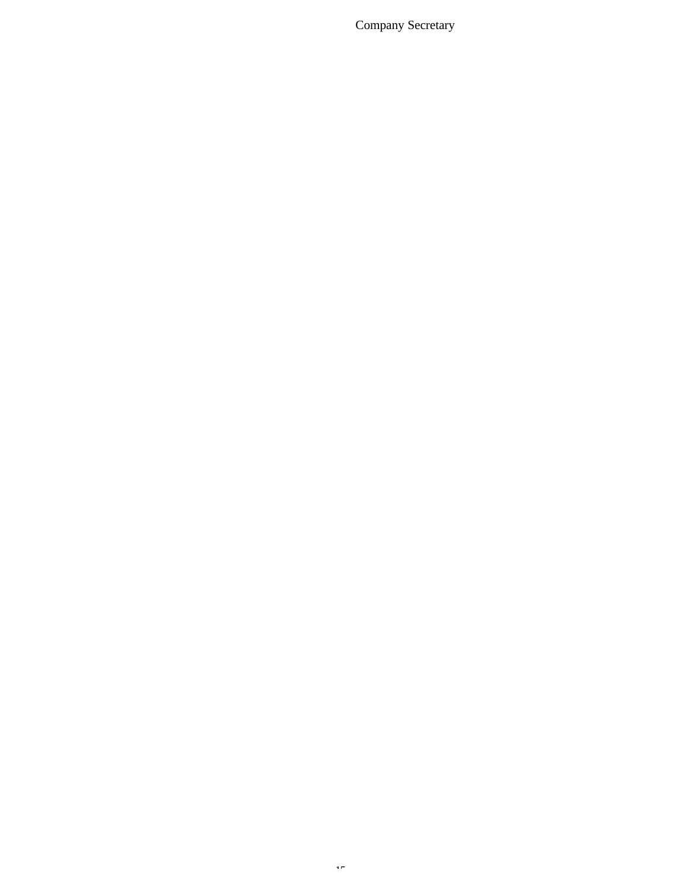Company Secretary